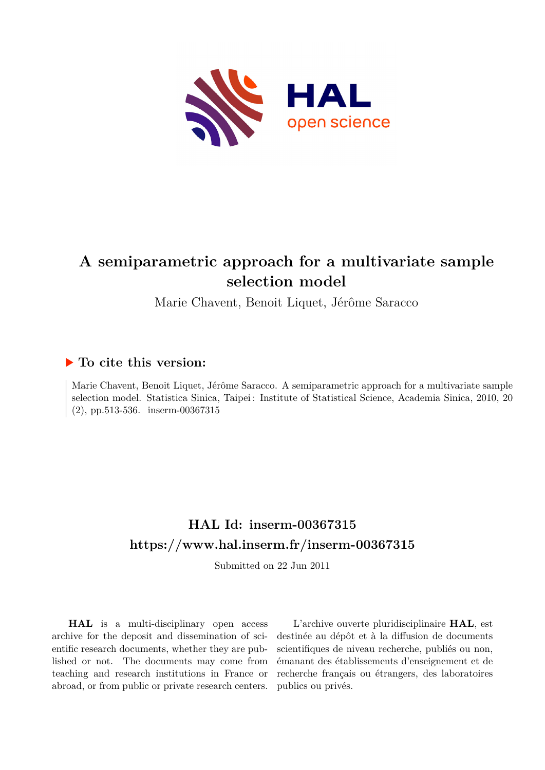# A semiparametric approach for a multivariate sample selection model

Marie Chavent, Benoit Liquet, Jérôme Saracco

## ▶ To cite this version:

Marie Chavent, Benoit Liquet, Jérôme Saracco. A semiparametric approach for a multivariate sample selection model. Statistica Sinica, Taipei : Institute of Statistical Science, Academia Sinica, 2010, 20 (2), pp.513-536. inserm-00367315

## HAL Id: inserm-00367315

## https://www.hal.inserm.fr/inserm-00367315

Submitted on 22 Jun 2011

**HAL** is a multi-disciplinary open access archive for the deposit and dissemination of scientific research documents, whether they are published or not. The documents may come from teaching and research institutions in France or abroad, or from public or private research centers.

L'archive ouverte pluridisciplinaire **HAL**, est destinée au dépôt et à la diffusion de documents scientifiques de niveau recherche, publiés ou non, émanant des établissements d'enseignement et de recherche français ou étrangers, des laboratoires publics ou privés.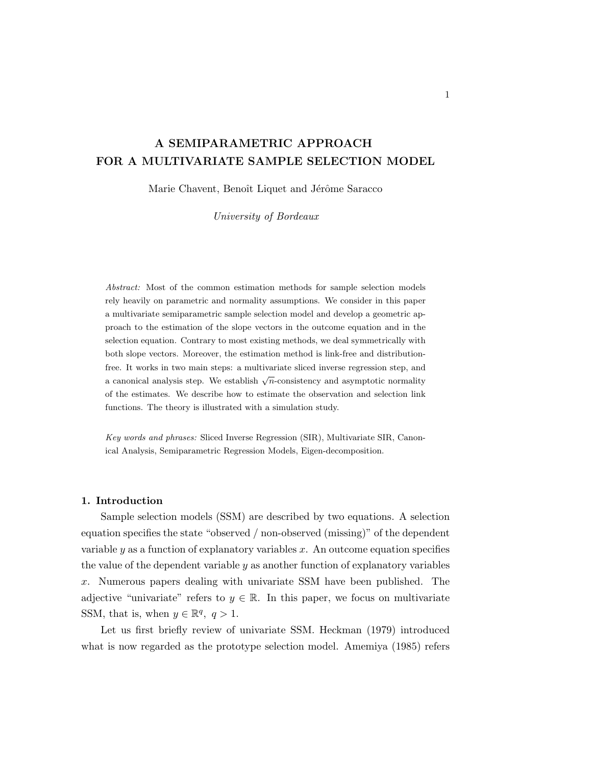# A SEMIPARAMETRIC APPROACH FOR A MULTIVARIATE SAMPLE SELECTION MODEL

Marie Chavent, Benoît Liquet and Jérôme Saracco

*University of Bordeaux*

*Abstract:* Most of the common estimation methods for sample selection models rely heavily on parametric and normality assumptions. We consider in this paper a multivariate semiparametric sample selection model and develop a geometric approach to the estimation of the slope vectors in the outcome equation and in the selection equation. Contrary to most existing methods, we deal symmetrically with both slope vectors. Moreover, the estimation method is link-free and distribution-free. It works in two main steps: a multivariate sliced inverse regression step, and a canonical analysis step. We establish $\sqrt{n}$-consistency and asymptotic normality of the estimates. We describe how to estimate the observation and selection link functions. The theory is illustrated with a simulation study.

*Key words and phrases:* Sliced Inverse Regression (SIR), Multivariate SIR, Canonical Analysis, Semiparametric Regression Models, Eigen-decomposition.

## 1. Introduction

Sample selection models (SSM) are described by two equations. A selection equation specifies the state "observed / non-observed (missing)" of the dependent variable $y$ as a function of explanatory variables $x$. An outcome equation specifies the value of the dependent variable $y$ as another function of explanatory variables $x$. Numerous papers dealing with univariate SSM have been published. The adjective "univariate" refers to $y \in \mathbb{R}$. In this paper, we focus on multivariate SSM, that is, when $y \in \mathbb{R}^q,\ q > 1$.

Let us first briefly review of univariate SSM. Heckman (1979) introduced what is now regarded as the prototype selection model. Amemiya (1985) refers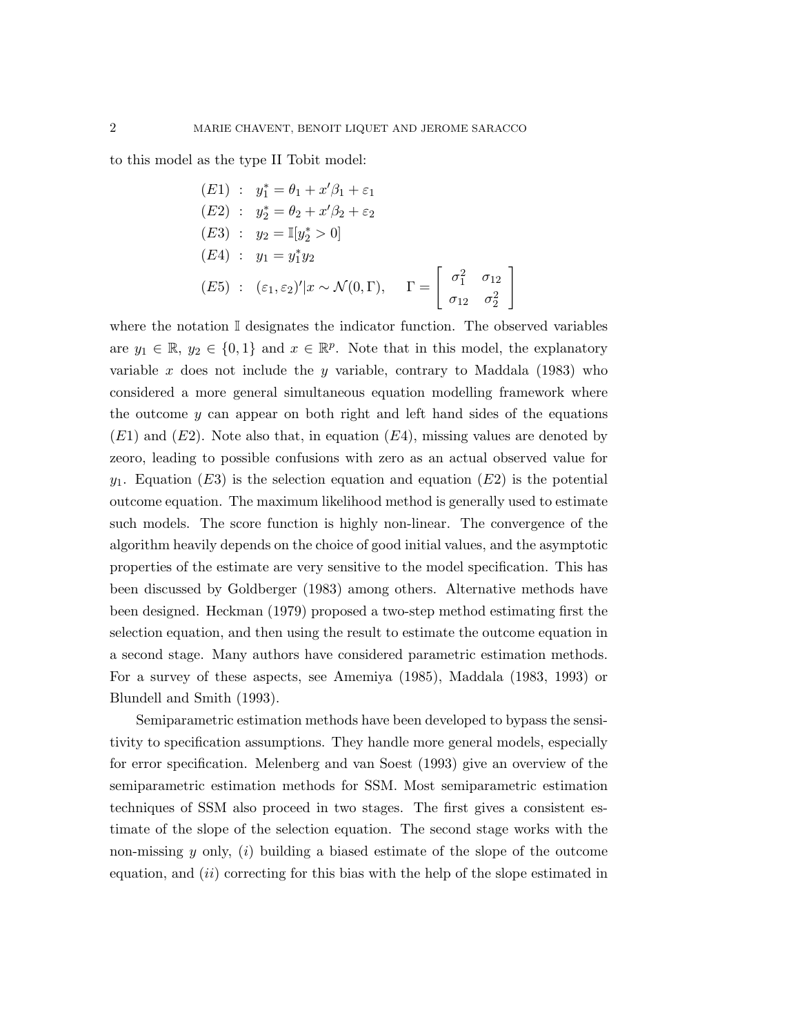to this model as the type II Tobit model:

$$
\begin{aligned}
(E1) &: \quad y_1^* = \theta_1 + x'\beta_1 + \varepsilon_1 \\
(E2) &: \quad y_2^* = \theta_2 + x'\beta_2 + \varepsilon_2 \\
(E3) &: \quad y_2 = \mathbb{I}[y_2^* > 0] \\
(E4) &: \quad y_1 = y_1^* y_2 \\
(E5) &: \quad (\varepsilon_1, \varepsilon_2)'|x \sim \mathcal{N}(0, \Gamma), \qquad \Gamma = \begin{bmatrix} \sigma_1^2 & \sigma_{12} \\ \sigma_{12} & \sigma_2^2 \end{bmatrix}
\end{aligned}
$$

where the notation $\mathbb{I}$ designates the indicator function. The observed variables are $y_1 \in \mathbb{R}$, $y_2 \in \{0, 1\}$ and $x \in \mathbb{R}^p$. Note that in this model, the explanatory variable $x$ does not include the $y$ variable, contrary to Maddala (1983) who considered a more general simultaneous equation modelling framework where the outcome $y$ can appear on both right and left hand sides of the equations $(E1)$ and $(E2)$. Note also that, in equation $(E4)$, missing values are denoted by zeoro, leading to possible confusions with zero as an actual observed value for $y_1$. Equation $(E3)$ is the selection equation and equation $(E2)$ is the potential outcome equation. The maximum likelihood method is generally used to estimate such models. The score function is highly non-linear. The convergence of the algorithm heavily depends on the choice of good initial values, and the asymptotic properties of the estimate are very sensitive to the model specification. This has been discussed by Goldberger (1983) among others. Alternative methods have been designed. Heckman (1979) proposed a two-step method estimating first the selection equation, and then using the result to estimate the outcome equation in a second stage. Many authors have considered parametric estimation methods. For a survey of these aspects, see Amemiya (1985), Maddala (1983, 1993) or Blundell and Smith (1993).

Semiparametric estimation methods have been developed to bypass the sensitivity to specification assumptions. They handle more general models, especially for error specification. Melenberg and van Soest (1993) give an overview of the semiparametric estimation methods for SSM. Most semiparametric estimation techniques of SSM also proceed in two stages. The first gives a consistent estimate of the slope of the selection equation. The second stage works with the non-missing $y$ only, $(i)$ building a biased estimate of the slope of the outcome equation, and $(ii)$ correcting for this bias with the help of the slope estimated in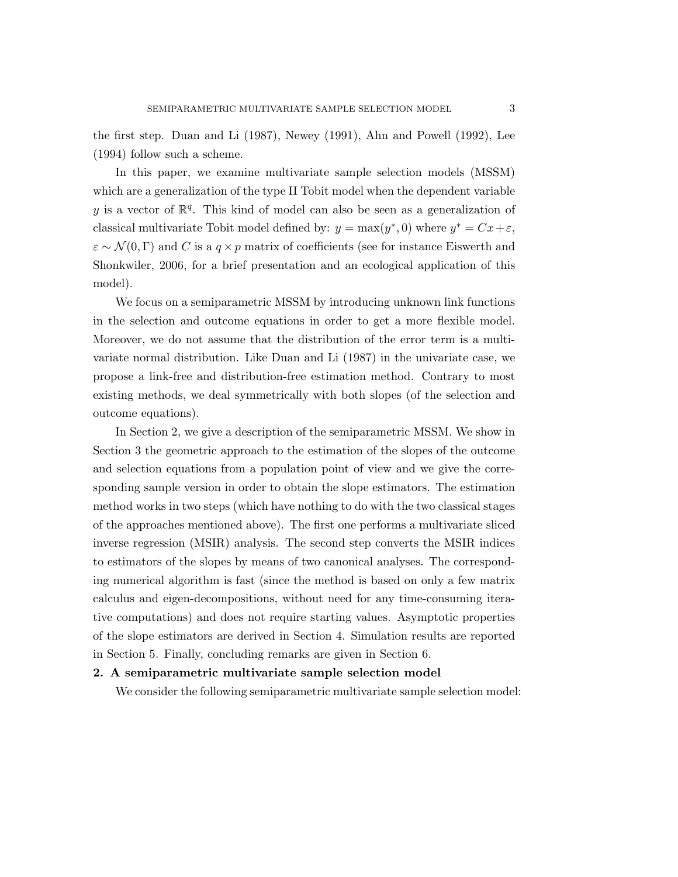the first step. Duan and Li (1987), Newey (1991), Ahn and Powell (1992), Lee (1994) follow such a scheme.

In this paper, we examine multivariate sample selection models (MSSM) which are a generalization of the type II Tobit model when the dependent variable $y$ is a vector of $\mathbb{R}^q$. This kind of model can also be seen as a generalization of classical multivariate Tobit model defined by: $y = \max(y^*, 0)$ where $y^* = Cx + \varepsilon$, $\varepsilon \sim \mathcal{N}(0, \Gamma)$ and $C$ is a $q \times p$ matrix of coefficients (see for instance Eiswerth and Shonkwiler, 2006, for a brief presentation and an ecological application of this model).

We focus on a semiparametric MSSM by introducing unknown link functions in the selection and outcome equations in order to get a more flexible model. Moreover, we do not assume that the distribution of the error term is a multivariate normal distribution. Like Duan and Li (1987) in the univariate case, we propose a link-free and distribution-free estimation method. Contrary to most existing methods, we deal symmetrically with both slopes (of the selection and outcome equations).

In Section 2, we give a description of the semiparametric MSSM. We show in Section 3 the geometric approach to the estimation of the slopes of the outcome and selection equations from a population point of view and we give the corresponding sample version in order to obtain the slope estimators. The estimation method works in two steps (which have nothing to do with the two classical stages of the approaches mentioned above). The first one performs a multivariate sliced inverse regression (MSIR) analysis. The second step converts the MSIR indices to estimators of the slopes by means of two canonical analyses. The corresponding numerical algorithm is fast (since the method is based on only a few matrix calculus and eigen-decompositions, without need for any time-consuming iterative computations) and does not require starting values. Asymptotic properties of the slope estimators are derived in Section 4. Simulation results are reported in Section 5. Finally, concluding remarks are given in Section 6.

## 2. A semiparametric multivariate sample selection model

We consider the following semiparametric multivariate sample selection model: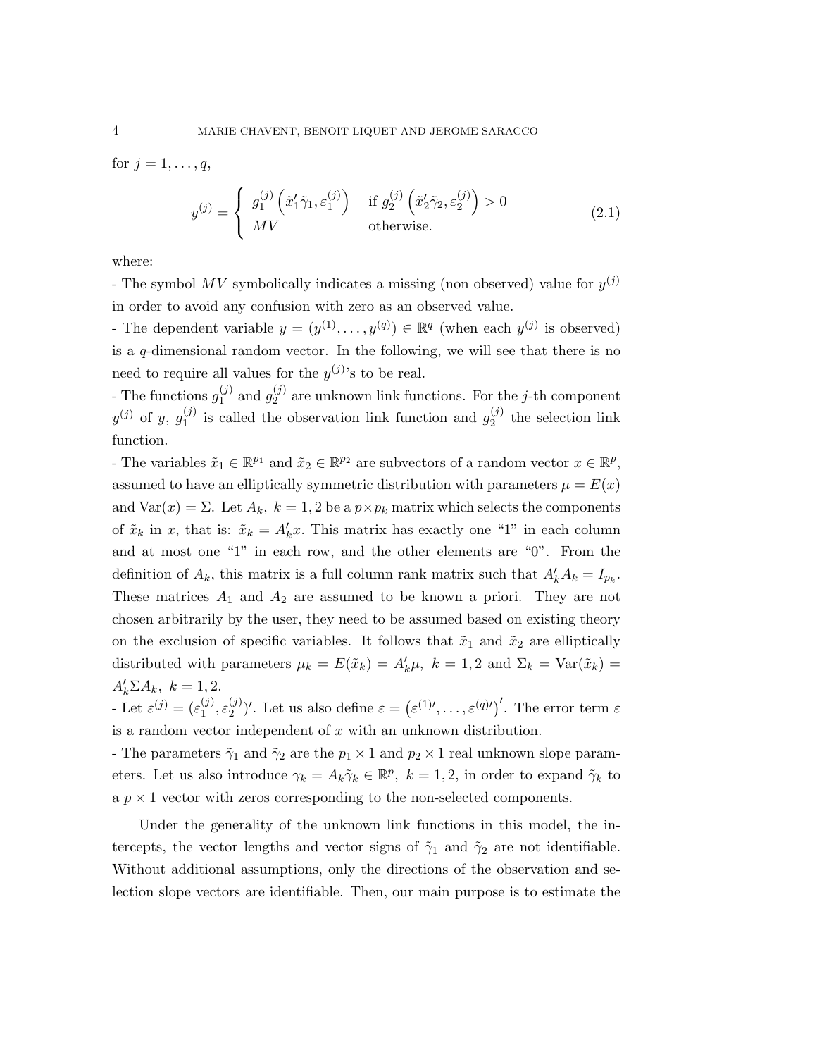for $j = 1, \ldots, q$,

$$
y^{(j)} = \begin{cases} g_1^{(j)} \left( \tilde{x}_1' \tilde{\gamma}_1, \varepsilon_1^{(j)} \right) & \text{if } g_2^{(j)} \left( \tilde{x}_2' \tilde{\gamma}_2, \varepsilon_2^{(j)} \right) > 0 \\ MV & \text{otherwise.} \end{cases} \tag{2.1}
$$

where:

- The symbol $MV$ symbolically indicates a missing (non observed) value for $y^{(j)}$ in order to avoid any confusion with zero as an observed value.
- The dependent variable $y = (y^{(1)}, \ldots, y^{(q)}) \in \mathbb{R}^q$ (when each $y^{(j)}$ is observed) is a $q$-dimensional random vector. In the following, we will see that there is no need to require all values for the $y^{(j)}$'s to be real.
- The functions $g_1^{(j)}$ and $g_2^{(j)}$ are unknown link functions. For the $j$-th component $y^{(j)}$ of $y$, $g_1^{(j)}$ is called the observation link function and $g_2^{(j)}$ the selection link function.
- The variables $\tilde{x}_1 \in \mathbb{R}^{p_1}$ and $\tilde{x}_2 \in \mathbb{R}^{p_2}$ are subvectors of a random vector $x \in \mathbb{R}^p$, assumed to have an elliptically symmetric distribution with parameters $\mu = E(x)$ and $\text{Var}(x) = \Sigma$. Let $A_k,\ k = 1, 2$ be a $p \times p_k$ matrix which selects the components of $\tilde{x}_k$ in $x$, that is: $\tilde{x}_k = A_k' x$. This matrix has exactly one "1" in each column and at most one "1" in each row, and the other elements are "0". From the definition of $A_k$, this matrix is a full column rank matrix such that $A_k' A_k = I_{p_k}$. These matrices $A_1$ and $A_2$ are assumed to be known a priori. They are not chosen arbitrarily by the user, they need to be assumed based on existing theory on the exclusion of specific variables. It follows that $\tilde{x}_1$ and $\tilde{x}_2$ are elliptically distributed with parameters $\mu_k = E(\tilde{x}_k) = A_k' \mu,\ k = 1, 2$ and $\Sigma_k = \text{Var}(\tilde{x}_k) = A_k' \Sigma A_k,\ k = 1, 2$.
- Let $\varepsilon^{(j)} = (\varepsilon_1^{(j)}, \varepsilon_2^{(j)})'$. Let us also define $\varepsilon = \left( \varepsilon^{(1)\prime}, \ldots, \varepsilon^{(q)\prime} \right)'$. The error term $\varepsilon$ is a random vector independent of $x$ with an unknown distribution.
- The parameters $\tilde{\gamma}_1$ and $\tilde{\gamma}_2$ are the $p_1 \times 1$ and $p_2 \times 1$ real unknown slope parameters. Let us also introduce $\gamma_k = A_k \tilde{\gamma}_k \in \mathbb{R}^p,\ k = 1, 2$, in order to expand $\tilde{\gamma}_k$ to a $p \times 1$ vector with zeros corresponding to the non-selected components.

Under the generality of the unknown link functions in this model, the intercepts, the vector lengths and vector signs of $\tilde{\gamma}_1$ and $\tilde{\gamma}_2$ are not identifiable. Without additional assumptions, only the directions of the observation and selection slope vectors are identifiable. Then, our main purpose is to estimate the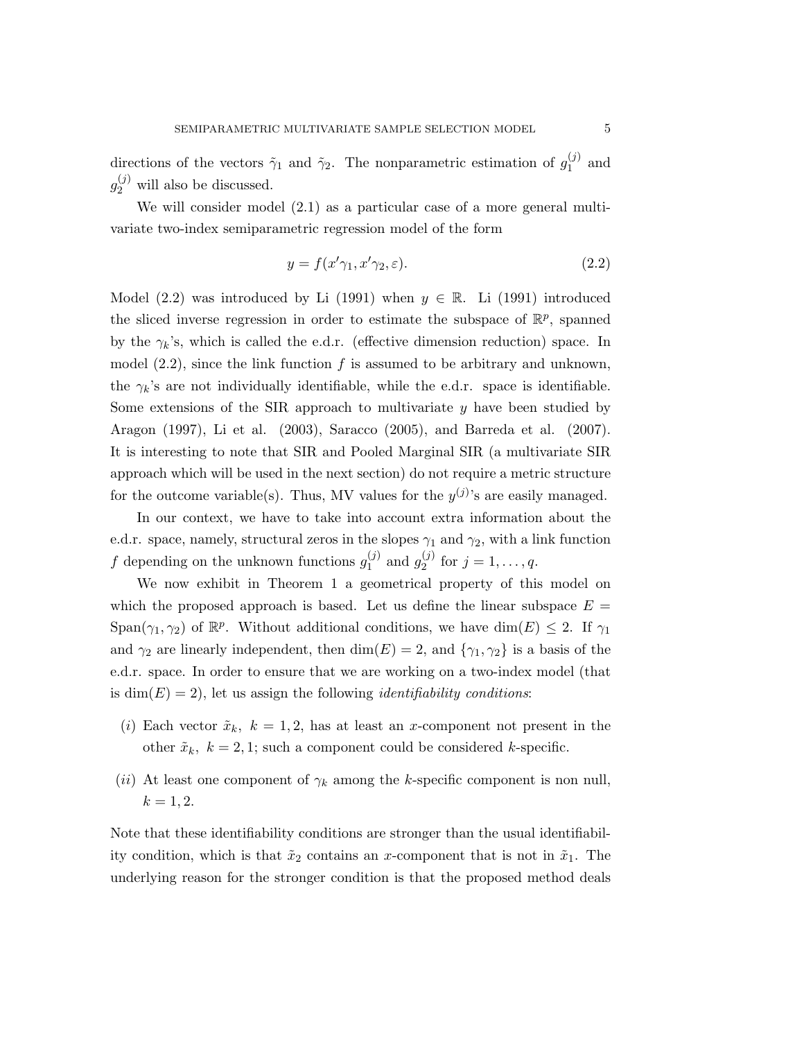directions of the vectors $\tilde{\gamma}_1$ and $\tilde{\gamma}_2$. The nonparametric estimation of $g_1^{(j)}$ and $g_2^{(j)}$ will also be discussed.

We will consider model (2.1) as a particular case of a more general multivariate two-index semiparametric regression model of the form

$$y = f(x'\gamma_1, x'\gamma_2, \varepsilon). \tag{2.2}$$

Model (2.2) was introduced by Li (1991) when $y \in \mathbb{R}$. Li (1991) introduced the sliced inverse regression in order to estimate the subspace of $\mathbb{R}^p$, spanned by the $\gamma_k$'s, which is called the e.d.r. (effective dimension reduction) space. In model (2.2), since the link function $f$ is assumed to be arbitrary and unknown, the $\gamma_k$'s are not individually identifiable, while the e.d.r. space is identifiable. Some extensions of the SIR approach to multivariate $y$ have been studied by Aragon (1997), Li et al. (2003), Saracco (2005), and Barreda et al. (2007). It is interesting to note that SIR and Pooled Marginal SIR (a multivariate SIR approach which will be used in the next section) do not require a metric structure for the outcome variable(s). Thus, MV values for the $y^{(j)}$'s are easily managed.

In our context, we have to take into account extra information about the e.d.r. space, namely, structural zeros in the slopes $\gamma_1$ and $\gamma_2$, with a link function $f$ depending on the unknown functions $g_1^{(j)}$ and $g_2^{(j)}$ for $j = 1, \ldots, q$.

We now exhibit in Theorem 1 a geometrical property of this model on which the proposed approach is based. Let us define the linear subspace $E = \text{Span}(\gamma_1, \gamma_2)$ of $\mathbb{R}^p$. Without additional conditions, we have $\dim(E) \leq 2$. If $\gamma_1$ and $\gamma_2$ are linearly independent, then $\dim(E) = 2$, and $\{\gamma_1, \gamma_2\}$ is a basis of the e.d.r. space. In order to ensure that we are working on a two-index model (that is $\dim(E) = 2$), let us assign the following *identifiability conditions*:

- $(i)$ Each vector $\tilde{x}_k$, $k = 1, 2$, has at least an $x$-component not present in the other $\tilde{x}_k$, $k = 2, 1$; such a component could be considered $k$-specific.
- $(ii)$ At least one component of $\gamma_k$ among the $k$-specific component is non null, $k = 1, 2$.

Note that these identifiability conditions are stronger than the usual identifiability condition, which is that $\tilde{x}_2$ contains an $x$-component that is not in $\tilde{x}_1$. The underlying reason for the stronger condition is that the proposed method deals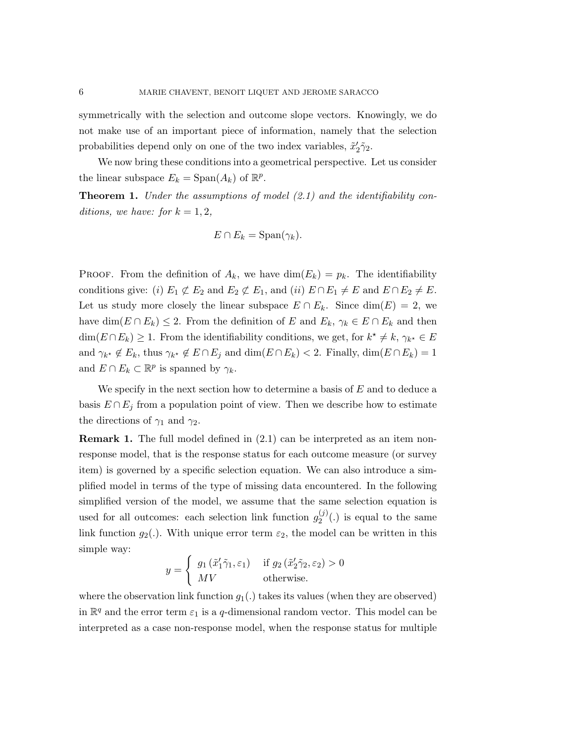symmetrically with the selection and outcome slope vectors. Knowingly, we do not make use of an important piece of information, namely that the selection probabilities depend only on one of the two index variables, $\tilde{x}_2'\tilde{\gamma}_2$.

We now bring these conditions into a geometrical perspective. Let us consider the linear subspace $E_k = \text{Span}(A_k)$ of $\mathbb{R}^p$.

**Theorem 1.** *Under the assumptions of model (2.1) and the identifiability conditions, we have: for $k = 1, 2$,*

$$E \cap E_k = \text{Span}(\gamma_k).$$

Proof. From the definition of $A_k$, we have $\dim(E_k) = p_k$. The identifiability conditions give: $(i)$ $E_1 \not\subset E_2$ and $E_2 \not\subset E_1$, and $(ii)$ $E \cap E_1 \neq E$ and $E \cap E_2 \neq E$. Let us study more closely the linear subspace $E \cap E_k$. Since $\dim(E) = 2$, we have $\dim(E \cap E_k) \leq 2$. From the definition of $E$ and $E_k$, $\gamma_k \in E \cap E_k$ and then $\dim(E \cap E_k) \geq 1$. From the identifiability conditions, we get, for $k^\star \neq k$, $\gamma_{k^\star} \in E$ and $\gamma_{k^\star} \notin E_k$, thus $\gamma_{k^\star} \notin E \cap E_j$ and $\dim(E \cap E_k) < 2$. Finally, $\dim(E \cap E_k) = 1$ and $E \cap E_k \subset \mathbb{R}^p$ is spanned by $\gamma_k$.

We specify in the next section how to determine a basis of $E$ and to deduce a basis $E \cap E_j$ from a population point of view. Then we describe how to estimate the directions of $\gamma_1$ and $\gamma_2$.

**Remark 1.** The full model defined in (2.1) can be interpreted as an item non-response model, that is the response status for each outcome measure (or survey item) is governed by a specific selection equation. We can also introduce a simplified model in terms of the type of missing data encountered. In the following simplified version of the model, we assume that the same selection equation is used for all outcomes: each selection link function $g_2^{(j)}(.)$ is equal to the same link function $g_2(.)$. With unique error term $\varepsilon_2$, the model can be written in this simple way:

$$y = \begin{cases} g_1\left(\tilde{x}_1'\tilde{\gamma}_1, \varepsilon_1\right) & \text{if } g_2\left(\tilde{x}_2'\tilde{\gamma}_2, \varepsilon_2\right) > 0 \\ MV & \text{otherwise.} \end{cases}$$

where the observation link function $g_1(.)$ takes its values (when they are observed) in $\mathbb{R}^q$ and the error term $\varepsilon_1$ is a $q$-dimensional random vector. This model can be interpreted as a case non-response model, when the response status for multiple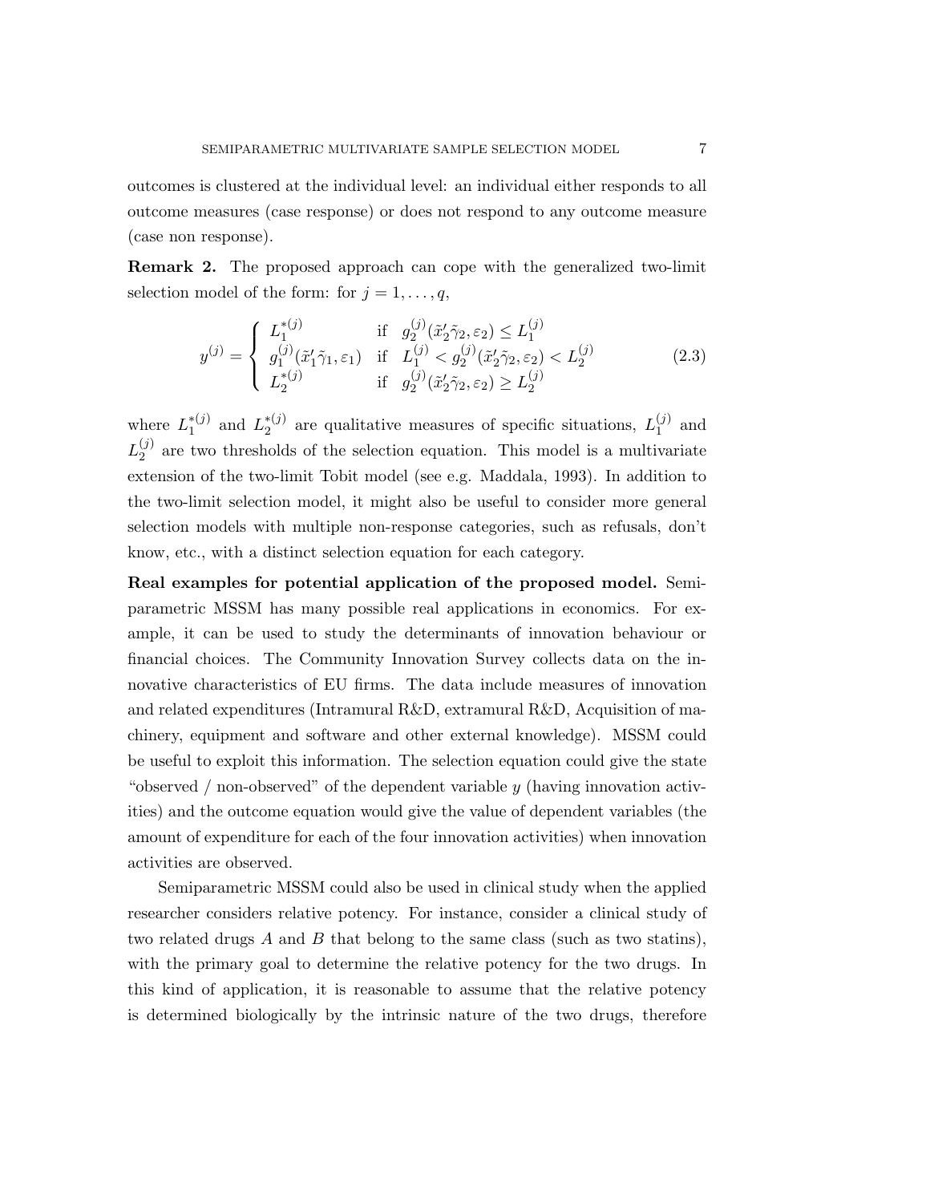outcomes is clustered at the individual level: an individual either responds to all outcome measures (case response) or does not respond to any outcome measure (case non response).

**Remark 2.** The proposed approach can cope with the generalized two-limit selection model of the form: for $j = 1, \ldots, q$,

$$
y^{(j)} = \begin{cases} L_1^{*(j)} & \text{if} \quad g_2^{(j)}(\tilde{x}_2'\tilde{\gamma}_2, \varepsilon_2) \leq L_1^{(j)} \\ g_1^{(j)}(\tilde{x}_1'\tilde{\gamma}_1, \varepsilon_1) & \text{if} \quad L_1^{(j)} < g_2^{(j)}(\tilde{x}_2'\tilde{\gamma}_2, \varepsilon_2) < L_2^{(j)} \\ L_2^{*(j)} & \text{if} \quad g_2^{(j)}(\tilde{x}_2'\tilde{\gamma}_2, \varepsilon_2) \geq L_2^{(j)} \end{cases} \tag{2.3}
$$

where $L_1^{*(j)}$ and $L_2^{*(j)}$ are qualitative measures of specific situations, $L_1^{(j)}$ and $L_2^{(j)}$ are two thresholds of the selection equation. This model is a multivariate extension of the two-limit Tobit model (see e.g. Maddala, 1993). In addition to the two-limit selection model, it might also be useful to consider more general selection models with multiple non-response categories, such as refusals, don't know, etc., with a distinct selection equation for each category.

**Real examples for potential application of the proposed model.** Semiparametric MSSM has many possible real applications in economics. For example, it can be used to study the determinants of innovation behaviour or financial choices. The Community Innovation Survey collects data on the innovative characteristics of EU firms. The data include measures of innovation and related expenditures (Intramural R&D, extramural R&D, Acquisition of machinery, equipment and software and other external knowledge). MSSM could be useful to exploit this information. The selection equation could give the state "observed / non-observed" of the dependent variable $y$ (having innovation activities) and the outcome equation would give the value of dependent variables (the amount of expenditure for each of the four innovation activities) when innovation activities are observed.

Semiparametric MSSM could also be used in clinical study when the applied researcher considers relative potency. For instance, consider a clinical study of two related drugs $A$ and $B$ that belong to the same class (such as two statins), with the primary goal to determine the relative potency for the two drugs. In this kind of application, it is reasonable to assume that the relative potency is determined biologically by the intrinsic nature of the two drugs, therefore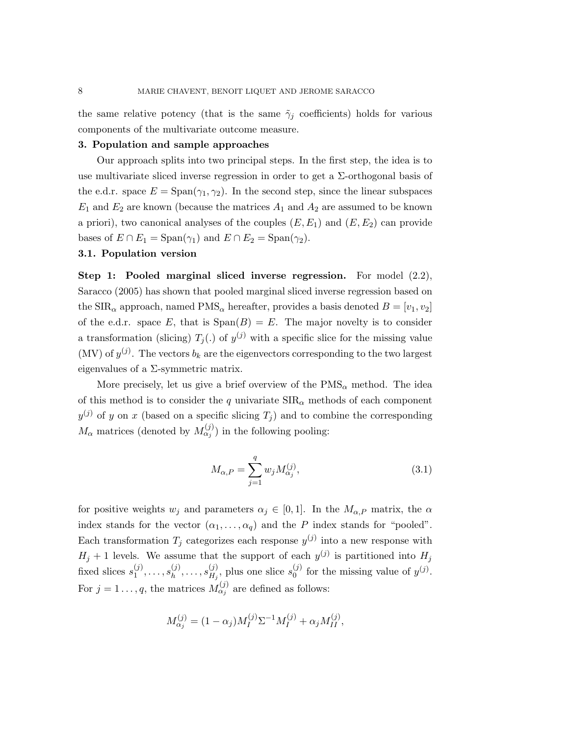the same relative potency (that is the same $\tilde{\gamma}_j$ coefficients) holds for various components of the multivariate outcome measure.

## 3. Population and sample approaches

Our approach splits into two principal steps. In the first step, the idea is to use multivariate sliced inverse regression in order to get a $\Sigma$-orthogonal basis of the e.d.r. space $E = \text{Span}(\gamma_1, \gamma_2)$. In the second step, since the linear subspaces $E_1$ and $E_2$ are known (because the matrices $A_1$ and $A_2$ are assumed to be known a priori), two canonical analyses of the couples $(E, E_1)$ and $(E, E_2)$ can provide bases of $E \cap E_1 = \text{Span}(\gamma_1)$ and $E \cap E_2 = \text{Span}(\gamma_2)$.

### 3.1. Population version

**Step 1: Pooled marginal sliced inverse regression.** For model (2.2), Saracco (2005) has shown that pooled marginal sliced inverse regression based on the $\text{SIR}_\alpha$ approach, named $\text{PMS}_\alpha$ hereafter, provides a basis denoted $B = [v_1, v_2]$ of the e.d.r. space $E$, that is $\text{Span}(B) = E$. The major novelty is to consider a transformation (slicing) $T_j(.)$ of $y^{(j)}$ with a specific slice for the missing value (MV) of $y^{(j)}$. The vectors $b_k$ are the eigenvectors corresponding to the two largest eigenvalues of a $\Sigma$-symmetric matrix.

More precisely, let us give a brief overview of the $\text{PMS}_\alpha$ method. The idea of this method is to consider the $q$ univariate $\text{SIR}_\alpha$ methods of each component $y^{(j)}$ of $y$ on $x$ (based on a specific slicing $T_j$) and to combine the corresponding $M_\alpha$ matrices (denoted by $M_{\alpha_j}^{(j)}$) in the following pooling:

$$M_{\alpha,P} = \sum_{j=1}^{q} w_j M_{\alpha_j}^{(j)}, \tag{3.1}$$

for positive weights $w_j$ and parameters $\alpha_j \in [0, 1]$. In the $M_{\alpha,P}$ matrix, the $\alpha$ index stands for the vector $(\alpha_1, \ldots, \alpha_q)$ and the $P$ index stands for "pooled". Each transformation $T_j$ categorizes each response $y^{(j)}$ into a new response with $H_j + 1$ levels. We assume that the support of each $y^{(j)}$ is partitioned into $H_j$ fixed slices $s_1^{(j)}, \ldots, s_h^{(j)}, \ldots, s_{H_j}^{(j)}$, plus one slice $s_0^{(j)}$ for the missing value of $y^{(j)}$. For $j = 1 \ldots, q$, the matrices $M_{\alpha_j}^{(j)}$ are defined as follows:

$$M_{\alpha_j}^{(j)} = (1 - \alpha_j) M_I^{(j)} \Sigma^{-1} M_I^{(j)} + \alpha_j M_{II}^{(j)},$$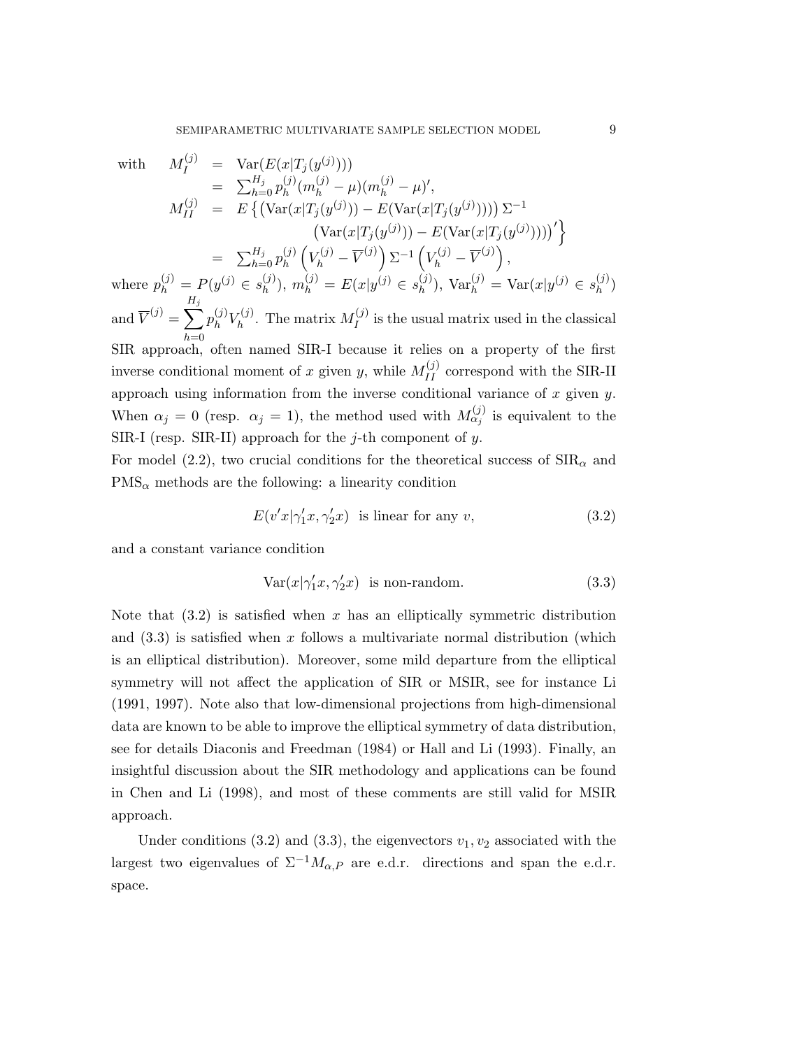$$
\begin{aligned}
\text{with} \quad M_I^{(j)} &= \operatorname{Var}(E(x|T_j(y^{(j)}))) \\
&= \textstyle\sum_{h=0}^{H_j} p_h^{(j)} (m_h^{(j)} - \mu)(m_h^{(j)} - \mu)', \\
M_{II}^{(j)} &= E\left\{ \left(\operatorname{Var}(x|T_j(y^{(j)})) - E(\operatorname{Var}(x|T_j(y^{(j)})))\right) \Sigma^{-1} \right. \\
&\qquad \left. \left(\operatorname{Var}(x|T_j(y^{(j)})) - E(\operatorname{Var}(x|T_j(y^{(j)})))\right)' \right\} \\
&= \textstyle\sum_{h=0}^{H_j} p_h^{(j)} \left(V_h^{(j)} - \overline{V}^{(j)}\right) \Sigma^{-1} \left(V_h^{(j)} - \overline{V}^{(j)}\right),
\end{aligned}
$$

where $p_h^{(j)} = P(y^{(j)} \in s_h^{(j)})$, $m_h^{(j)} = E(x|y^{(j)} \in s_h^{(j)})$, $\operatorname{Var}_h^{(j)} = \operatorname{Var}(x|y^{(j)} \in s_h^{(j)})$ and $\overline{V}^{(j)} = \displaystyle\sum_{h=0}^{H_j} p_h^{(j)} V_h^{(j)}$. The matrix $M_I^{(j)}$ is the usual matrix used in the classical SIR approach, often named SIR-I because it relies on a property of the first inverse conditional moment of $x$ given $y$, while $M_{II}^{(j)}$ correspond with the SIR-II approach using information from the inverse conditional variance of $x$ given $y$. When $\alpha_j = 0$ (resp. $\alpha_j = 1$), the method used with $M_{\alpha_j}^{(j)}$ is equivalent to the SIR-I (resp. SIR-II) approach for the $j$-th component of $y$.

For model (2.2), two crucial conditions for the theoretical success of $\text{SIR}_\alpha$ and $\text{PMS}_\alpha$ methods are the following: a linearity condition

$$
E(v'x|\gamma_1'x, \gamma_2'x) \ \ \text{is linear for any } v, \tag{3.2}
$$

and a constant variance condition

$$
\operatorname{Var}(x|\gamma_1'x, \gamma_2'x) \ \ \text{is non-random.} \tag{3.3}
$$

Note that (3.2) is satisfied when $x$ has an elliptically symmetric distribution and (3.3) is satisfied when $x$ follows a multivariate normal distribution (which is an elliptical distribution). Moreover, some mild departure from the elliptical symmetry will not affect the application of SIR or MSIR, see for instance Li (1991, 1997). Note also that low-dimensional projections from high-dimensional data are known to be able to improve the elliptical symmetry of data distribution, see for details Diaconis and Freedman (1984) or Hall and Li (1993). Finally, an insightful discussion about the SIR methodology and applications can be found in Chen and Li (1998), and most of these comments are still valid for MSIR approach.

Under conditions (3.2) and (3.3), the eigenvectors $v_1, v_2$ associated with the largest two eigenvalues of $\Sigma^{-1} M_{\alpha,P}$ are e.d.r. directions and span the e.d.r. space.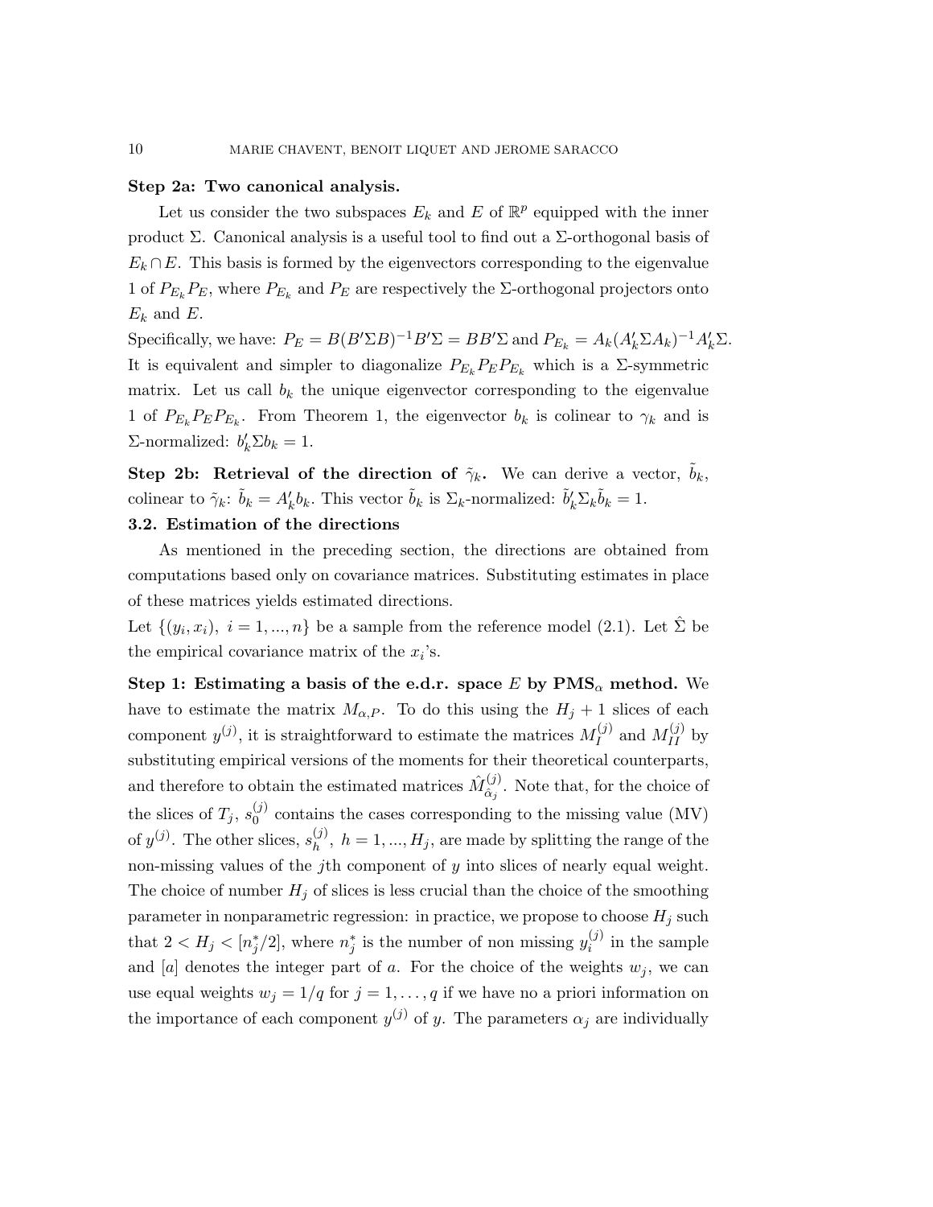**Step 2a: Two canonical analysis.**

Let us consider the two subspaces $E_k$ and $E$ of $\mathbb{R}^p$ equipped with the inner product $\Sigma$. Canonical analysis is a useful tool to find out a $\Sigma$-orthogonal basis of $E_k \cap E$. This basis is formed by the eigenvectors corresponding to the eigenvalue 1 of $P_{E_k}P_E$, where $P_{E_k}$ and $P_E$ are respectively the $\Sigma$-orthogonal projectors onto $E_k$ and $E$.

Specifically, we have: $P_E = B(B'\Sigma B)^{-1}B'\Sigma = BB'\Sigma$ and $P_{E_k} = A_k(A_k'\Sigma A_k)^{-1}A_k'\Sigma$. It is equivalent and simpler to diagonalize $P_{E_k}P_EP_{E_k}$ which is a $\Sigma$-symmetric matrix. Let us call $b_k$ the unique eigenvector corresponding to the eigenvalue 1 of $P_{E_k}P_EP_{E_k}$. From Theorem 1, the eigenvector $b_k$ is colinear to $\gamma_k$ and is $\Sigma$-normalized: $b_k'\Sigma b_k = 1$.

**Step 2b: Retrieval of the direction of $\tilde{\gamma}_k$.** We can derive a vector, $\tilde{b}_k$, colinear to $\tilde{\gamma}_k$: $\tilde{b}_k = A_k'b_k$. This vector $\tilde{b}_k$ is $\Sigma_k$-normalized: $\tilde{b}_k'\Sigma_k\tilde{b}_k = 1$.

## 3.2. Estimation of the directions

As mentioned in the preceding section, the directions are obtained from computations based only on covariance matrices. Substituting estimates in place of these matrices yields estimated directions.

Let $\{(y_i, x_i),\ i = 1, ..., n\}$ be a sample from the reference model (2.1). Let $\hat{\Sigma}$ be the empirical covariance matrix of the $x_i$'s.

**Step 1: Estimating a basis of the e.d.r. space $E$ by PMS$_\alpha$ method.** We have to estimate the matrix $M_{\alpha,P}$. To do this using the $H_j + 1$ slices of each component $y^{(j)}$, it is straightforward to estimate the matrices $M_I^{(j)}$ and $M_{II}^{(j)}$ by substituting empirical versions of the moments for their theoretical counterparts, and therefore to obtain the estimated matrices $\hat{M}_{\hat{\alpha}_j}^{(j)}$. Note that, for the choice of the slices of $T_j$, $s_0^{(j)}$ contains the cases corresponding to the missing value (MV) of $y^{(j)}$. The other slices, $s_h^{(j)},\ h = 1, ..., H_j$, are made by splitting the range of the non-missing values of the $j$th component of $y$ into slices of nearly equal weight. The choice of number $H_j$ of slices is less crucial than the choice of the smoothing parameter in nonparametric regression: in practice, we propose to choose $H_j$ such that $2 < H_j < [n_j^*/2]$, where $n_j^*$ is the number of non missing $y_i^{(j)}$ in the sample and $[a]$ denotes the integer part of $a$. For the choice of the weights $w_j$, we can use equal weights $w_j = 1/q$ for $j = 1, \ldots, q$ if we have no a priori information on the importance of each component $y^{(j)}$ of $y$. The parameters $\alpha_j$ are individually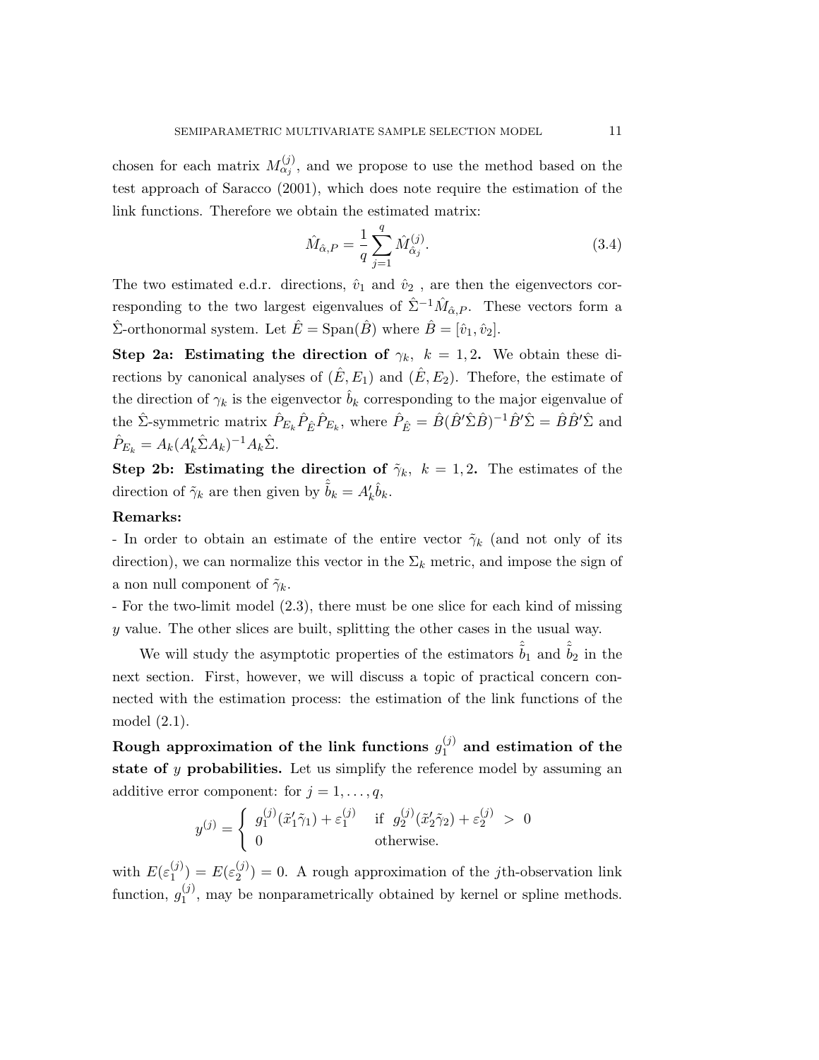chosen for each matrix $M_{\alpha_j}^{(j)}$, and we propose to use the method based on the test approach of Saracco (2001), which does note require the estimation of the link functions. Therefore we obtain the estimated matrix:

$$\hat{M}_{\hat{\alpha},P} = \frac{1}{q} \sum_{j=1}^{q} \hat{M}_{\hat{\alpha}_j}^{(j)}. \tag{3.4}$$

The two estimated e.d.r. directions, $\hat{v}_1$ and $\hat{v}_2$ , are then the eigenvectors corresponding to the two largest eigenvalues of $\hat{\Sigma}^{-1}\hat{M}_{\hat{\alpha},P}$. These vectors form a $\hat{\Sigma}$-orthonormal system. Let $\hat{E} = \text{Span}(\hat{B})$ where $\hat{B} = [\hat{v}_1, \hat{v}_2]$.

**Step 2a: Estimating the direction of $\gamma_k$, $k = 1, 2$.** We obtain these directions by canonical analyses of $(\hat{E}, E_1)$ and $(\hat{E}, E_2)$. Thefore, the estimate of the direction of $\gamma_k$ is the eigenvector $\hat{b}_k$ corresponding to the major eigenvalue of the $\hat{\Sigma}$-symmetric matrix $\hat{P}_{E_k}\hat{P}_{\hat{E}}\hat{P}_{E_k}$, where $\hat{P}_{\hat{E}} = \hat{B}(\hat{B}'\hat{\Sigma}\hat{B})^{-1}\hat{B}'\hat{\Sigma} = \hat{B}\hat{B}'\hat{\Sigma}$ and $\hat{P}_{E_k} = A_k(A_k'\hat{\Sigma}A_k)^{-1}A_k\hat{\Sigma}$.

**Step 2b: Estimating the direction of $\tilde{\gamma}_k$, $k = 1, 2$.** The estimates of the direction of $\tilde{\gamma}_k$ are then given by $\hat{\tilde{b}}_k = A_k'\hat{b}_k$.

**Remarks:**

- In order to obtain an estimate of the entire vector $\tilde{\gamma}_k$ (and not only of its direction), we can normalize this vector in the $\Sigma_k$ metric, and impose the sign of a non null component of $\tilde{\gamma}_k$.
- For the two-limit model (2.3), there must be one slice for each kind of missing $y$ value. The other slices are built, splitting the other cases in the usual way.

We will study the asymptotic properties of the estimators $\hat{\tilde{b}}_1$ and $\hat{\tilde{b}}_2$ in the next section. First, however, we will discuss a topic of practical concern connected with the estimation process: the estimation of the link functions of the model (2.1).

**Rough approximation of the link functions $g_1^{(j)}$ and estimation of the state of $y$ probabilities.** Let us simplify the reference model by assuming an additive error component: for $j = 1, \dots, q$,

$$y^{(j)} = \begin{cases} g_1^{(j)}(\tilde{x}_1'\tilde{\gamma}_1) + \varepsilon_1^{(j)} & \text{if } \; g_2^{(j)}(\tilde{x}_2'\tilde{\gamma}_2) + \varepsilon_2^{(j)} \; > \; 0 \\ 0 & \text{otherwise.} \end{cases}$$

with $E(\varepsilon_1^{(j)}) = E(\varepsilon_2^{(j)}) = 0$. A rough approximation of the $j$th-observation link function, $g_1^{(j)}$, may be nonparametrically obtained by kernel or spline methods.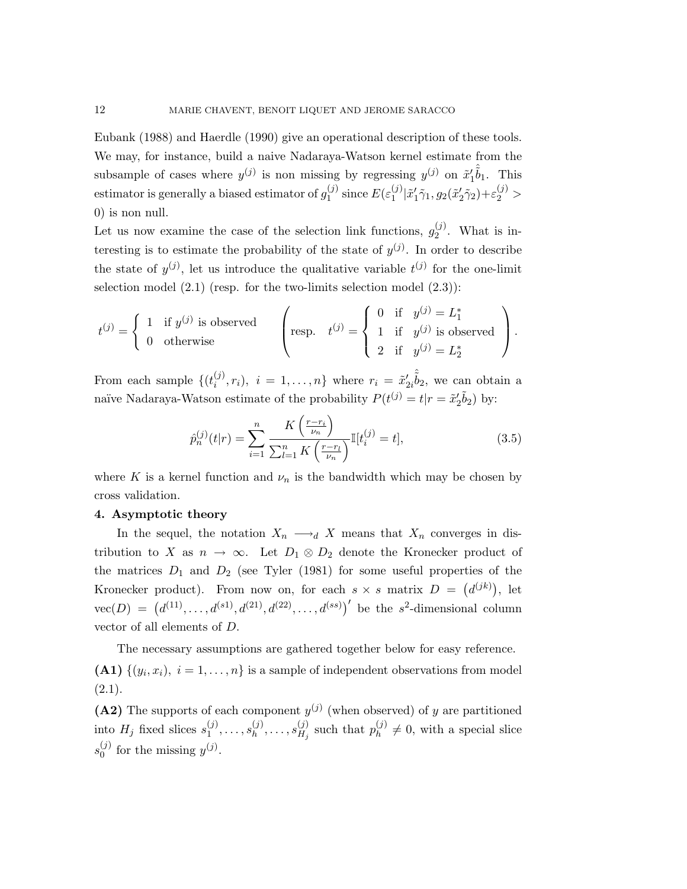Eubank (1988) and Haerdle (1990) give an operational description of these tools. We may, for instance, build a naive Nadaraya-Watson kernel estimate from the subsample of cases where $y^{(j)}$ is non missing by regressing $y^{(j)}$ on $\tilde{x}_1'\hat{\tilde{b}}_1$. This estimator is generally a biased estimator of $g_1^{(j)}$ since $E(\varepsilon_1^{(j)}|\tilde{x}_1'\tilde{\gamma}_1, g_2(\tilde{x}_2'\tilde{\gamma}_2)+\varepsilon_2^{(j)} > 0)$ is non null.

Let us now examine the case of the selection link functions, $g_2^{(j)}$. What is interesting is to estimate the probability of the state of $y^{(j)}$. In order to describe the state of $y^{(j)}$, let us introduce the qualitative variable $t^{(j)}$ for the one-limit selection model (2.1) (resp. for the two-limits selection model (2.3)):

$$t^{(j)} = \begin{cases} 1 & \text{if } y^{(j)} \text{ is observed} \\ 0 & \text{otherwise} \end{cases} \qquad \left( \text{resp.} \quad t^{(j)} = \begin{cases} 0 & \text{if} \quad y^{(j)} = L_1^* \\ 1 & \text{if} \quad y^{(j)} \text{ is observed} \\ 2 & \text{if} \quad y^{(j)} = L_2^* \end{cases} \right).$$

From each sample $\{(t_i^{(j)}, r_i),\ i = 1, \ldots, n\}$ where $r_i = \tilde{x}_{2i}'\hat{\tilde{b}}_2$, we can obtain a naïve Nadaraya-Watson estimate of the probability $P(t^{(j)} = t|r = \tilde{x}_2'\tilde{b}_2)$ by:

$$\hat{p}_n^{(j)}(t|r) = \sum_{i=1}^{n} \frac{K\left(\frac{r-r_i}{\nu_n}\right)}{\sum_{l=1}^{n} K\left(\frac{r-r_l}{\nu_n}\right)} \mathbb{I}[t_i^{(j)} = t], \tag{3.5}$$

where $K$ is a kernel function and $\nu_n$ is the bandwidth which may be chosen by cross validation.

## 4. Asymptotic theory

In the sequel, the notation $X_n \longrightarrow_d X$ means that $X_n$ converges in distribution to $X$ as $n \to \infty$. Let $D_1 \otimes D_2$ denote the Kronecker product of the matrices $D_1$ and $D_2$ (see Tyler (1981) for some useful properties of the Kronecker product). From now on, for each $s \times s$ matrix $D = \left(d^{(jk)}\right)$, let $\text{vec}(D) = \left(d^{(11)}, \ldots, d^{(s1)}, d^{(21)}, d^{(22)}, \ldots, d^{(ss)}\right)'$ be the $s^2$-dimensional column vector of all elements of $D$.

The necessary assumptions are gathered together below for easy reference.

**(A1)** $\{(y_i, x_i),\ i = 1, \ldots, n\}$ is a sample of independent observations from model (2.1).

**(A2)** The supports of each component $y^{(j)}$ (when observed) of $y$ are partitioned into $H_j$ fixed slices $s_1^{(j)}, \ldots, s_h^{(j)}, \ldots, s_{H_j}^{(j)}$ such that $p_h^{(j)} \neq 0$, with a special slice $s_0^{(j)}$ for the missing $y^{(j)}$.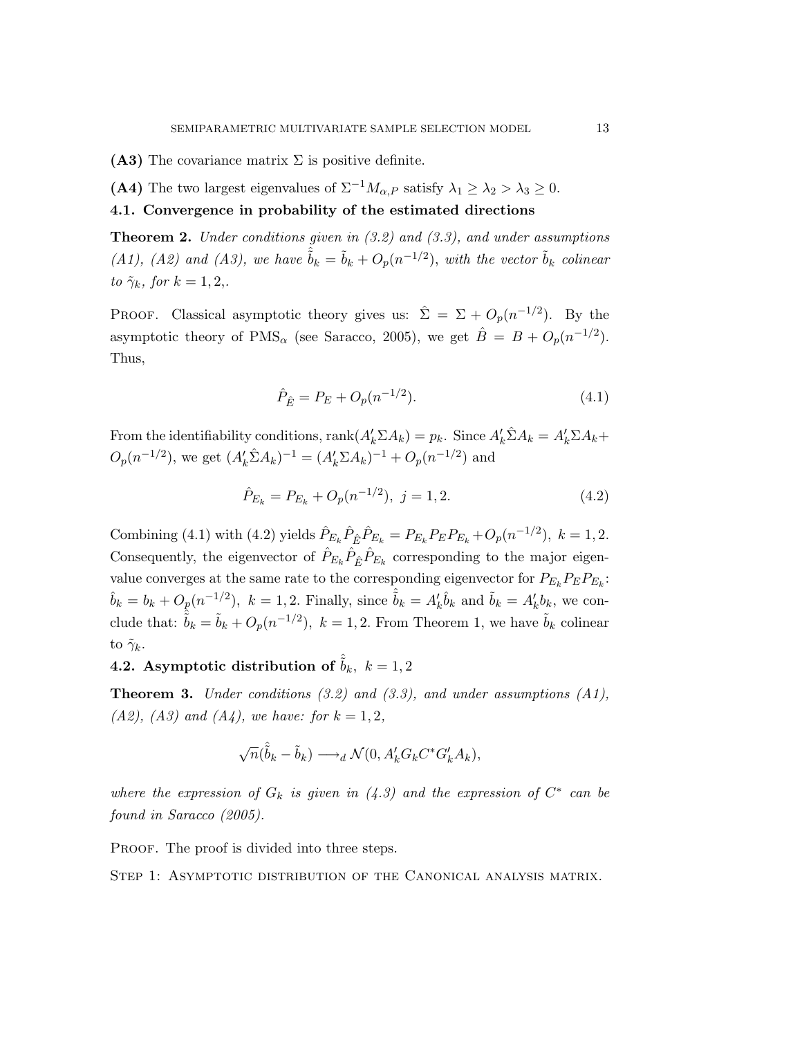**(A3)** The covariance matrix $\Sigma$ is positive definite.

**(A4)** The two largest eigenvalues of $\Sigma^{-1}M_{\alpha,P}$ satisfy $\lambda_1 \geq \lambda_2 > \lambda_3 \geq 0$.

### 4.1. Convergence in probability of the estimated directions

**Theorem 2.** *Under conditions given in (3.2) and (3.3), and under assumptions (A1), (A2) and (A3), we have $\hat{\tilde{b}}_k = \tilde{b}_k + O_p(n^{-1/2})$, with the vector $\tilde{b}_k$ colinear to $\tilde{\gamma}_k$, for $k = 1, 2,$.*

Proof. Classical asymptotic theory gives us: $\hat{\Sigma} = \Sigma + O_p(n^{-1/2})$. By the asymptotic theory of $\text{PMS}_\alpha$ (see Saracco, 2005), we get $\hat{B} = B + O_p(n^{-1/2})$. Thus,

$$\hat{P}_{\hat{E}} = P_E + O_p(n^{-1/2}). \tag{4.1}$$

From the identifiability conditions, $\text{rank}(A_k'\Sigma A_k) = p_k$. Since $A_k'\hat{\Sigma}A_k = A_k'\Sigma A_k + O_p(n^{-1/2})$, we get $(A_k'\hat{\Sigma}A_k)^{-1} = (A_k'\Sigma A_k)^{-1} + O_p(n^{-1/2})$ and

$$\hat{P}_{E_k} = P_{E_k} + O_p(n^{-1/2}),\ j = 1, 2. \tag{4.2}$$

Combining (4.1) with (4.2) yields $\hat{P}_{E_k}\hat{P}_{\hat{E}}\hat{P}_{E_k} = P_{E_k}P_E P_{E_k} + O_p(n^{-1/2}),\ k = 1, 2$. Consequently, the eigenvector of $\hat{P}_{E_k}\hat{P}_{\hat{E}}\hat{P}_{E_k}$ corresponding to the major eigenvalue converges at the same rate to the corresponding eigenvector for $P_{E_k}P_E P_{E_k}$: $\hat{b}_k = b_k + O_p(n^{-1/2}),\ k = 1, 2$. Finally, since $\hat{\tilde{b}}_k = A_k'\hat{b}_k$ and $\tilde{b}_k = A_k'b_k$, we conclude that: $\hat{\tilde{b}}_k = \tilde{b}_k + O_p(n^{-1/2}),\ k = 1, 2$. From Theorem 1, we have $\tilde{b}_k$ colinear to $\tilde{\gamma}_k$.

### 4.2. Asymptotic distribution of $\hat{\tilde{b}}_k,\ k = 1, 2$

**Theorem 3.** *Under conditions (3.2) and (3.3), and under assumptions (A1), (A2), (A3) and (A4), we have: for $k = 1, 2$,*

$$\sqrt{n}(\hat{\tilde{b}}_k - \tilde{b}_k) \longrightarrow_d \mathcal{N}(0, A_k'G_kC^*G_k'A_k),$$

*where the expression of $G_k$ is given in (4.3) and the expression of $C^*$ can be found in Saracco (2005).*

Proof. The proof is divided into three steps.

Step 1: Asymptotic distribution of the Canonical analysis matrix.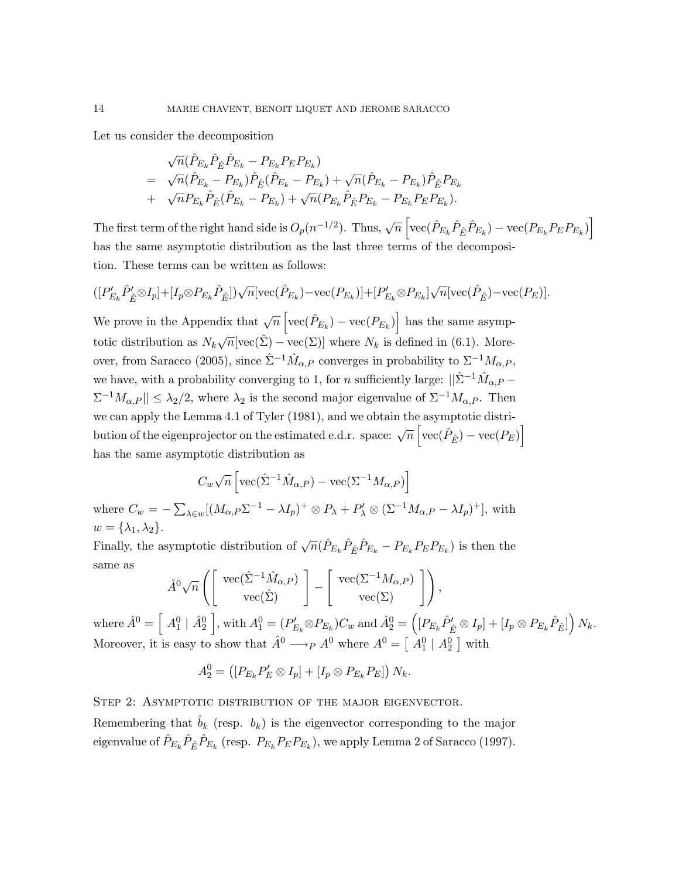Let us consider the decomposition

$$
\begin{aligned}
& \sqrt{n}(\hat{P}_{E_k}\hat{P}_{\hat{E}}\hat{P}_{E_k} - P_{E_k}P_E P_{E_k}) \\
= \quad & \sqrt{n}(\hat{P}_{E_k} - P_{E_k})\hat{P}_{\hat{E}}(\hat{P}_{E_k} - P_{E_k}) + \sqrt{n}(\hat{P}_{E_k} - P_{E_k})\hat{P}_{\hat{E}}P_{E_k} \\
+ \quad & \sqrt{n}P_{E_k}\hat{P}_{\hat{E}}(\hat{P}_{E_k} - P_{E_k}) + \sqrt{n}(P_{E_k}\hat{P}_{\hat{E}}P_{E_k} - P_{E_k}P_E P_{E_k}).
\end{aligned}
$$

The first term of the right hand side is $O_p(n^{-1/2})$. Thus, $\sqrt{n}\left[\text{vec}(\hat{P}_{E_k}\hat{P}_{\hat{E}}\hat{P}_{E_k}) - \text{vec}(P_{E_k}P_E P_{E_k})\right]$ has the same asymptotic distribution as the last three terms of the decomposition. These terms can be written as follows:

$$
([P'_{E_k}\hat{P}'_{\hat{E}} \otimes I_p] + [I_p \otimes P_{E_k}\hat{P}_{\hat{E}}])\sqrt{n}[\text{vec}(\hat{P}_{E_k}) - \text{vec}(P_{E_k})] + [P'_{E_k} \otimes P_{E_k}]\sqrt{n}[\text{vec}(\hat{P}_{\hat{E}}) - \text{vec}(P_E)].
$$

We prove in the Appendix that $\sqrt{n}\left[\text{vec}(\hat{P}_{E_k}) - \text{vec}(P_{E_k})\right]$ has the same asymptotic distribution as $N_k\sqrt{n}[\text{vec}(\hat{\Sigma}) - \text{vec}(\Sigma)]$ where $N_k$ is defined in (6.1). Moreover, from Saracco (2005), since $\hat{\Sigma}^{-1}\hat{M}_{\alpha,P}$ converges in probability to $\Sigma^{-1}M_{\alpha,P}$, we have, with a probability converging to 1, for $n$ sufficiently large: $||\hat{\Sigma}^{-1}\hat{M}_{\alpha,P} - \Sigma^{-1}M_{\alpha,P}|| \leq \lambda_2/2$, where $\lambda_2$ is the second major eigenvalue of $\Sigma^{-1}M_{\alpha,P}$. Then we can apply the Lemma 4.1 of Tyler (1981), and we obtain the asymptotic distribution of the eigenprojector on the estimated e.d.r. space: $\sqrt{n}\left[\text{vec}(\hat{P}_{\hat{E}}) - \text{vec}(P_E)\right]$ has the same asymptotic distribution as

$$
C_w\sqrt{n}\left[\text{vec}(\hat{\Sigma}^{-1}\hat{M}_{\alpha,P}) - \text{vec}(\Sigma^{-1}M_{\alpha,P})\right]
$$

where $C_w = -\sum_{\lambda \in w}[(M_{\alpha,P}\Sigma^{-1} - \lambda I_p)^+ \otimes P_\lambda + P'_\lambda \otimes (\Sigma^{-1}M_{\alpha,P} - \lambda I_p)^+]$, with $w = \{\lambda_1, \lambda_2\}$.

Finally, the asymptotic distribution of $\sqrt{n}(\hat{P}_{E_k}\hat{P}_{\hat{E}}\hat{P}_{E_k} - P_{E_k}P_E P_{E_k})$ is then the same as

$$
\hat{A}^0\sqrt{n}\left(\left[\begin{array}{c}\text{vec}(\hat{\Sigma}^{-1}\hat{M}_{\alpha,P}) \\ \text{vec}(\hat{\Sigma})\end{array}\right] - \left[\begin{array}{c}\text{vec}(\Sigma^{-1}M_{\alpha,P}) \\ \text{vec}(\Sigma)\end{array}\right]\right),
$$

where $\hat{A}^0 = \left[\begin{array}{c|c} A_1^0 & \hat{A}_2^0 \end{array}\right]$, with $A_1^0 = (P'_{E_k} \otimes P_{E_k})C_w$ and $\hat{A}_2^0 = \left([P_{E_k}\hat{P}'_{\hat{E}} \otimes I_p] + [I_p \otimes P_{E_k}\hat{P}_{\hat{E}}]\right)N_k$. Moreover, it is easy to show that $\hat{A}^0 \longrightarrow_P A^0$ where $A^0 = \left[\begin{array}{c|c} A_1^0 & A_2^0 \end{array}\right]$ with

$$
A_2^0 = \left([P_{E_k}P'_E \otimes I_p] + [I_p \otimes P_{E_k}P_E]\right)N_k.
$$

Step 2: Asymptotic distribution of the major eigenvector.

Remembering that $\hat{b}_k$ (resp. $b_k$) is the eigenvector corresponding to the major eigenvalue of $\hat{P}_{E_k}\hat{P}_{\hat{E}}\hat{P}_{E_k}$ (resp. $P_{E_k}P_E P_{E_k}$), we apply Lemma 2 of Saracco (1997).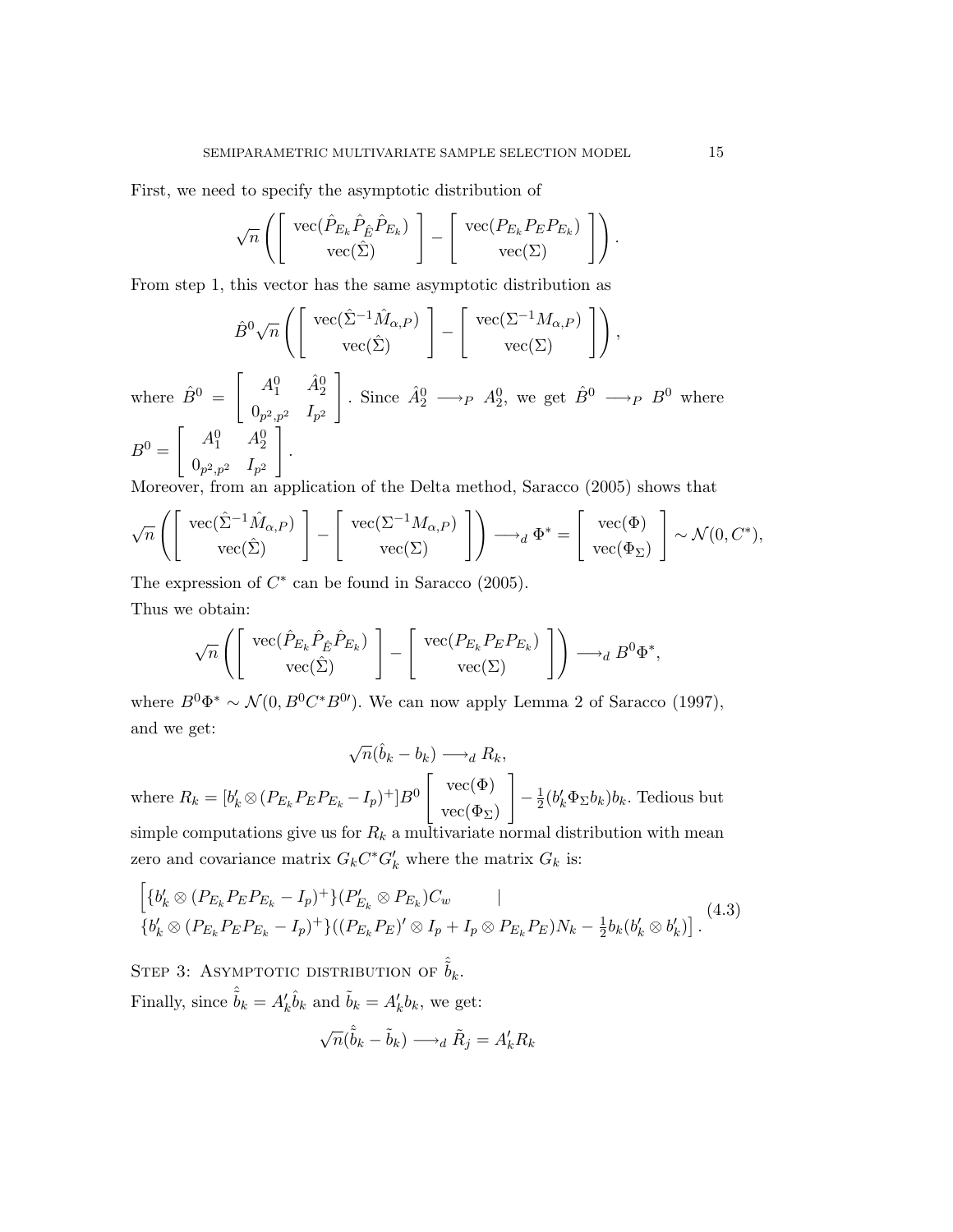First, we need to specify the asymptotic distribution of

$$\sqrt{n}\left(\left[\begin{array}{c}\operatorname{vec}(\hat{P}_{E_k}\hat{P}_{\hat{E}}\hat{P}_{E_k})\\ \operatorname{vec}(\hat{\Sigma})\end{array}\right]-\left[\begin{array}{c}\operatorname{vec}(P_{E_k}P_EP_{E_k})\\ \operatorname{vec}(\Sigma)\end{array}\right]\right).$$

From step 1, this vector has the same asymptotic distribution as

$$\hat{B}^0\sqrt{n}\left(\left[\begin{array}{c}\operatorname{vec}(\hat{\Sigma}^{-1}\hat{M}_{\alpha,P})\\ \operatorname{vec}(\hat{\Sigma})\end{array}\right]-\left[\begin{array}{c}\operatorname{vec}(\Sigma^{-1}M_{\alpha,P})\\ \operatorname{vec}(\Sigma)\end{array}\right]\right),$$

where $\hat{B}^0=\left[\begin{array}{cc}A_1^0 & \hat{A}_2^0\\ 0_{p^2,p^2} & I_{p^2}\end{array}\right]$. Since $\hat{A}_2^0\longrightarrow_P A_2^0$, we get $\hat{B}^0\longrightarrow_P B^0$ where $B^0=\left[\begin{array}{cc}A_1^0 & A_2^0\\ 0_{p^2,p^2} & I_{p^2}\end{array}\right]$.

Moreover, from an application of the Delta method, Saracco (2005) shows that

$$\sqrt{n}\left(\left[\begin{array}{c}\operatorname{vec}(\hat{\Sigma}^{-1}\hat{M}_{\alpha,P})\\ \operatorname{vec}(\hat{\Sigma})\end{array}\right]-\left[\begin{array}{c}\operatorname{vec}(\Sigma^{-1}M_{\alpha,P})\\ \operatorname{vec}(\Sigma)\end{array}\right]\right)\longrightarrow_d \Phi^*=\left[\begin{array}{c}\operatorname{vec}(\Phi)\\ \operatorname{vec}(\Phi_\Sigma)\end{array}\right]\sim\mathcal{N}(0,C^*),$$

The expression of $C^*$ can be found in Saracco (2005).

Thus we obtain:

$$\sqrt{n}\left(\left[\begin{array}{c}\operatorname{vec}(\hat{P}_{E_k}\hat{P}_{\hat{E}}\hat{P}_{E_k})\\ \operatorname{vec}(\hat{\Sigma})\end{array}\right]-\left[\begin{array}{c}\operatorname{vec}(P_{E_k}P_EP_{E_k})\\ \operatorname{vec}(\Sigma)\end{array}\right]\right)\longrightarrow_d B^0\Phi^*,$$

where $B^0\Phi^*\sim\mathcal{N}(0,B^0C^*B^{0\prime})$. We can now apply Lemma 2 of Saracco (1997), and we get:

$$\sqrt{n}(\hat{b}_k-b_k)\longrightarrow_d R_k,$$

where $R_k=[b_k'\otimes(P_{E_k}P_EP_{E_k}-I_p)^+]B^0\left[\begin{array}{c}\operatorname{vec}(\Phi)\\ \operatorname{vec}(\Phi_\Sigma)\end{array}\right]-\frac{1}{2}(b_k'\Phi_\Sigma b_k)b_k$. Tedious but simple computations give us for $R_k$ a multivariate normal distribution with mean zero and covariance matrix $G_kC^*G_k'$ where the matrix $G_k$ is:

$$\begin{array}{l}\Big[\{b_k'\otimes(P_{E_k}P_EP_{E_k}-I_p)^+\}(P_{E_k}'\otimes P_{E_k})C_w \qquad |\\ \{b_k'\otimes(P_{E_k}P_EP_{E_k}-I_p)^+\}((P_{E_k}P_E)'\otimes I_p+I_p\otimes P_{E_k}P_E)N_k-\frac{1}{2}b_k(b_k'\otimes b_k')\Big].\end{array}\tag{4.3}$$

Step 3: Asymptotic distribution of $\hat{\tilde{b}}_k$.

Finally, since $\hat{\tilde{b}}_k=A_k'\hat{b}_k$ and $\tilde{b}_k=A_k'b_k$, we get:

$$\sqrt{n}(\hat{\tilde{b}}_k-\tilde{b}_k)\longrightarrow_d \tilde{R}_j=A_k'R_k$$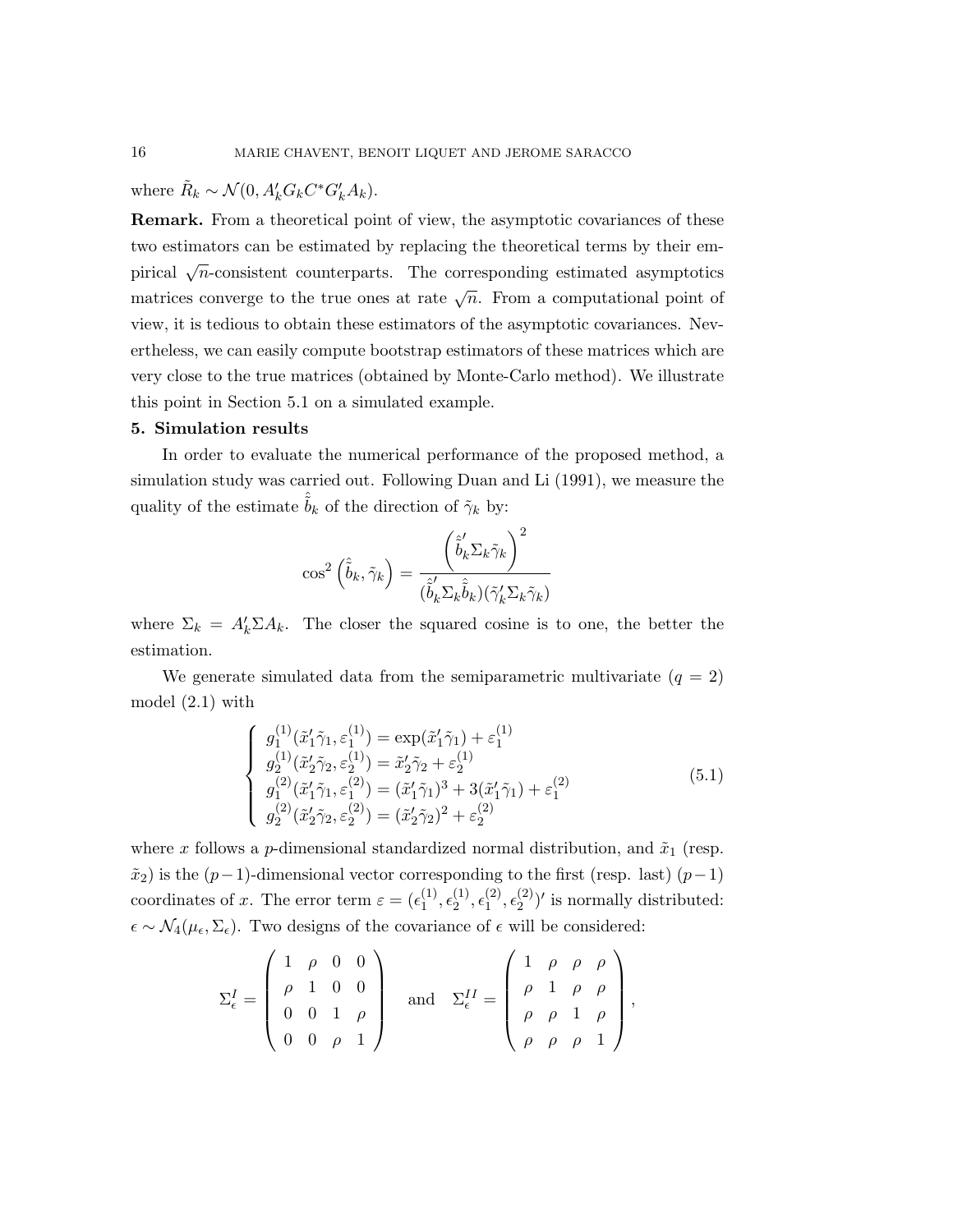where $\tilde{R}_k \sim \mathcal{N}(0, A_k' G_k C^* G_k' A_k)$.

**Remark.** From a theoretical point of view, the asymptotic covariances of these two estimators can be estimated by replacing the theoretical terms by their empirical $\sqrt{n}$-consistent counterparts. The corresponding estimated asymptotics matrices converge to the true ones at rate $\sqrt{n}$. From a computational point of view, it is tedious to obtain these estimators of the asymptotic covariances. Nevertheless, we can easily compute bootstrap estimators of these matrices which are very close to the true matrices (obtained by Monte-Carlo method). We illustrate this point in Section 5.1 on a simulated example.

**5. Simulation results**

In order to evaluate the numerical performance of the proposed method, a simulation study was carried out. Following Duan and Li (1991), we measure the quality of the estimate $\hat{\tilde{b}}_k$ of the direction of $\tilde{\gamma}_k$ by:

$$\cos^2\left(\hat{\tilde{b}}_k, \tilde{\gamma}_k\right) = \frac{\left(\hat{\tilde{b}}_k' \Sigma_k \tilde{\gamma}_k\right)^2}{(\hat{\tilde{b}}_k' \Sigma_k \hat{\tilde{b}}_k)(\tilde{\gamma}_k' \Sigma_k \tilde{\gamma}_k)}$$

where $\Sigma_k = A_k' \Sigma A_k$. The closer the squared cosine is to one, the better the estimation.

We generate simulated data from the semiparametric multivariate ($q = 2$) model (2.1) with

$$\left\{ \begin{array}{l} g_1^{(1)}(\tilde{x}_1'\tilde{\gamma}_1, \varepsilon_1^{(1)}) = \exp(\tilde{x}_1'\tilde{\gamma}_1) + \varepsilon_1^{(1)} \\ g_2^{(1)}(\tilde{x}_2'\tilde{\gamma}_2, \varepsilon_2^{(1)}) = \tilde{x}_2'\tilde{\gamma}_2 + \varepsilon_2^{(1)} \\ g_1^{(2)}(\tilde{x}_1'\tilde{\gamma}_1, \varepsilon_1^{(2)}) = (\tilde{x}_1'\tilde{\gamma}_1)^3 + 3(\tilde{x}_1'\tilde{\gamma}_1) + \varepsilon_1^{(2)} \\ g_2^{(2)}(\tilde{x}_2'\tilde{\gamma}_2, \varepsilon_2^{(2)}) = (\tilde{x}_2'\tilde{\gamma}_2)^2 + \varepsilon_2^{(2)} \end{array} \right. \tag{5.1}$$

where $x$ follows a $p$-dimensional standardized normal distribution, and $\tilde{x}_1$ (resp. $\tilde{x}_2$) is the $(p-1)$-dimensional vector corresponding to the first (resp. last) $(p-1)$ coordinates of $x$. The error term $\varepsilon = (\epsilon_1^{(1)}, \epsilon_2^{(1)}, \epsilon_1^{(2)}, \epsilon_2^{(2)})'$ is normally distributed: $\epsilon \sim \mathcal{N}_4(\mu_\epsilon, \Sigma_\epsilon)$. Two designs of the covariance of $\epsilon$ will be considered:

$$\Sigma_\epsilon^I = \begin{pmatrix} 1 & \rho & 0 & 0 \\ \rho & 1 & 0 & 0 \\ 0 & 0 & 1 & \rho \\ 0 & 0 & \rho & 1 \end{pmatrix} \quad \text{and} \quad \Sigma_\epsilon^{II} = \begin{pmatrix} 1 & \rho & \rho & \rho \\ \rho & 1 & \rho & \rho \\ \rho & \rho & 1 & \rho \\ \rho & \rho & \rho & 1 \end{pmatrix},$$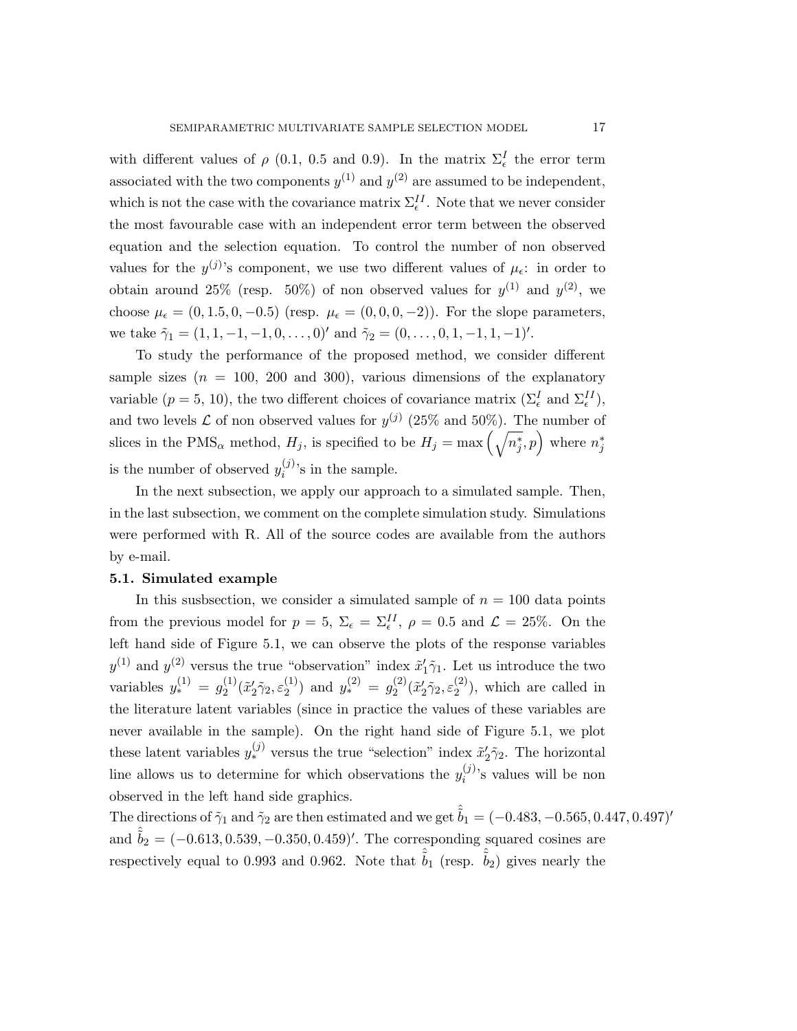with different values of $\rho$ (0.1, 0.5 and 0.9). In the matrix $\Sigma_\epsilon^I$ the error term associated with the two components $y^{(1)}$ and $y^{(2)}$ are assumed to be independent, which is not the case with the covariance matrix $\Sigma_\epsilon^{II}$. Note that we never consider the most favourable case with an independent error term between the observed equation and the selection equation. To control the number of non observed values for the $y^{(j)}$'s component, we use two different values of $\mu_\epsilon$: in order to obtain around 25% (resp. 50%) of non observed values for $y^{(1)}$ and $y^{(2)}$, we choose $\mu_\epsilon = (0, 1.5, 0, -0.5)$ (resp. $\mu_\epsilon = (0, 0, 0, -2)$). For the slope parameters, we take $\tilde{\gamma}_1 = (1, 1, -1, -1, 0, \ldots, 0)'$ and $\tilde{\gamma}_2 = (0, \ldots, 0, 1, -1, 1, -1)'$.

To study the performance of the proposed method, we consider different sample sizes ($n$ = 100, 200 and 300), various dimensions of the explanatory variable ($p$ = 5, 10), the two different choices of covariance matrix ($\Sigma_\epsilon^I$ and $\Sigma_\epsilon^{II}$), and two levels $\mathcal{L}$ of non observed values for $y^{(j)}$ (25% and 50%). The number of slices in the PMS$_\alpha$ method, $H_j$, is specified to be $H_j = \max\left(\sqrt{n_j^*}, p\right)$ where $n_j^*$ is the number of observed $y_i^{(j)}$'s in the sample.

In the next subsection, we apply our approach to a simulated sample. Then, in the last subsection, we comment on the complete simulation study. Simulations were performed with R. All of the source codes are available from the authors by e-mail.

### 5.1. Simulated example

In this susbsection, we consider a simulated sample of $n = 100$ data points from the previous model for $p = 5$, $\Sigma_\epsilon = \Sigma_\epsilon^{II}$, $\rho = 0.5$ and $\mathcal{L} = 25\%$. On the left hand side of Figure 5.1, we can observe the plots of the response variables $y^{(1)}$ and $y^{(2)}$ versus the true "observation" index $\tilde{x}_1'\tilde{\gamma}_1$. Let us introduce the two variables $y_*^{(1)} = g_2^{(1)}(\tilde{x}_2'\tilde{\gamma}_2, \varepsilon_2^{(1)})$ and $y_*^{(2)} = g_2^{(2)}(\tilde{x}_2'\tilde{\gamma}_2, \varepsilon_2^{(2)})$, which are called in the literature latent variables (since in practice the values of these variables are never available in the sample). On the right hand side of Figure 5.1, we plot these latent variables $y_*^{(j)}$ versus the true "selection" index $\tilde{x}_2'\tilde{\gamma}_2$. The horizontal line allows us to determine for which observations the $y_i^{(j)}$'s values will be non observed in the left hand side graphics.

The directions of $\tilde{\gamma}_1$ and $\tilde{\gamma}_2$ are then estimated and we get $\hat{\tilde{b}}_1 = (-0.483, -0.565, 0.447, 0.497)'$ and $\hat{\tilde{b}}_2 = (-0.613, 0.539, -0.350, 0.459)'$. The corresponding squared cosines are respectively equal to 0.993 and 0.962. Note that $\hat{\tilde{b}}_1$ (resp. $\hat{\tilde{b}}_2$) gives nearly the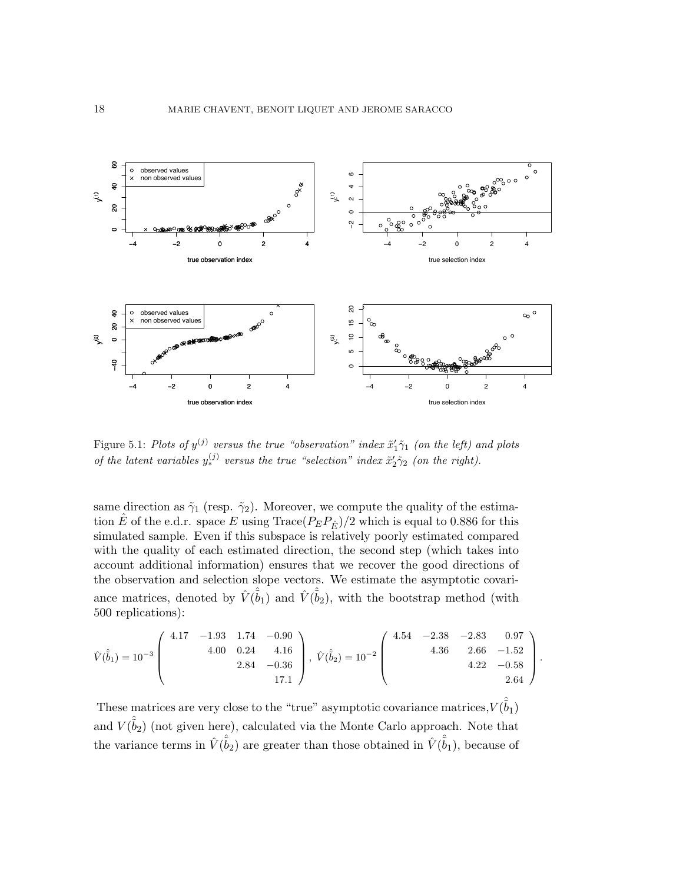Figure 5.1: *Plots of $y^{(j)}$ versus the true "observation" index $\tilde{x}_1'\tilde{\gamma}_1$ (on the left) and plots of the latent variables $y_*^{(j)}$ versus the true "selection" index $\tilde{x}_2'\tilde{\gamma}_2$ (on the right).*

same direction as $\tilde{\gamma}_1$ (resp. $\tilde{\gamma}_2$). Moreover, we compute the quality of the estimation $\hat{E}$ of the e.d.r. space $E$ using $\text{Trace}(P_E P_{\hat{E}})/2$ which is equal to 0.886 for this simulated sample. Even if this subspace is relatively poorly estimated compared with the quality of each estimated direction, the second step (which takes into account additional information) ensures that we recover the good directions of the observation and selection slope vectors. We estimate the asymptotic covariance matrices, denoted by $\hat{V}(\hat{\hat{b}}_1)$ and $\hat{V}(\hat{\hat{b}}_2)$, with the bootstrap method (with 500 replications):

$$\hat{V}(\hat{\hat{b}}_1) = 10^{-3} \begin{pmatrix} 4.17 & -1.93 & 1.74 & -0.90 \\ & 4.00 & 0.24 & 4.16 \\ & & 2.84 & -0.36 \\ & & & 17.1 \end{pmatrix}, \ \hat{V}(\hat{\hat{b}}_2) = 10^{-2} \begin{pmatrix} 4.54 & -2.38 & -2.83 & 0.97 \\ & 4.36 & 2.66 & -1.52 \\ & & 4.22 & -0.58 \\ & & & 2.64 \end{pmatrix}.$$

These matrices are very close to the "true" asymptotic covariance matrices, $V(\hat{\hat{b}}_1)$ and $V(\hat{\hat{b}}_2)$ (not given here), calculated via the Monte Carlo approach. Note that the variance terms in $\hat{V}(\hat{\hat{b}}_2)$ are greater than those obtained in $\hat{V}(\hat{\hat{b}}_1)$, because of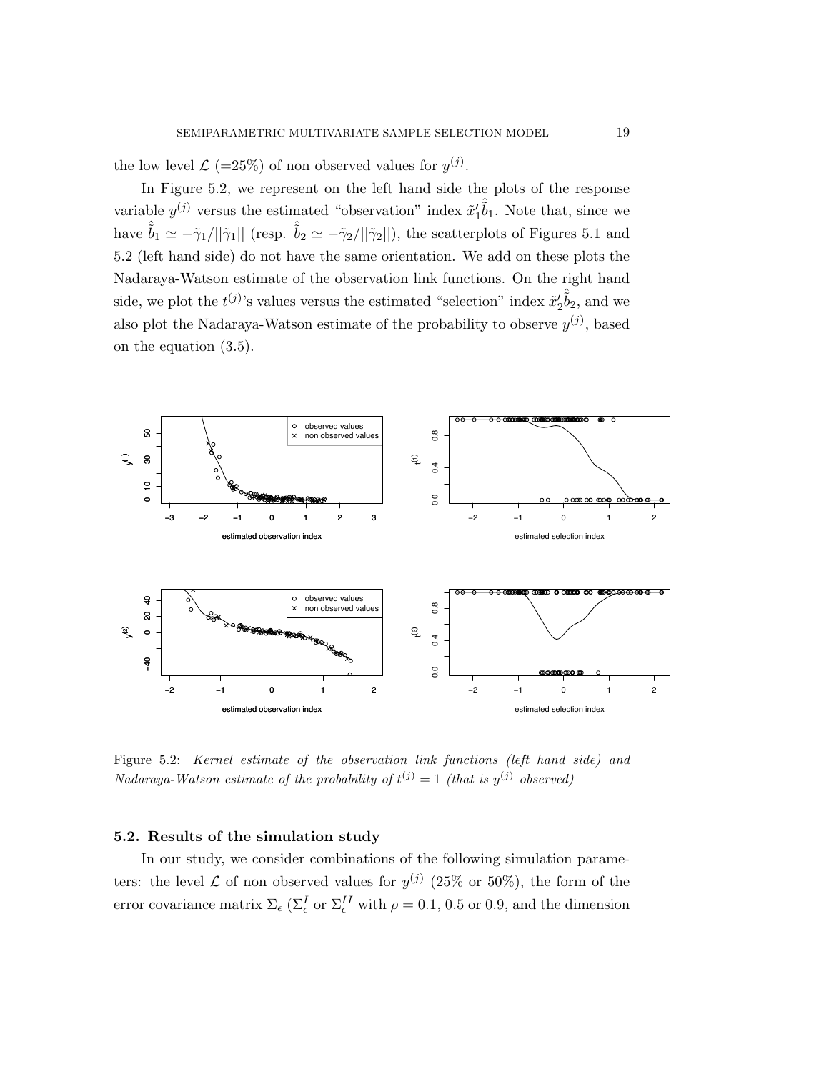the low level $\mathcal{L}$ (=25%) of non observed values for $y^{(j)}$.

In Figure 5.2, we represent on the left hand side the plots of the response variable $y^{(j)}$ versus the estimated "observation" index $\tilde{x}_1'\hat{\hat{b}}_1$. Note that, since we have $\hat{\hat{b}}_1 \simeq -\tilde{\gamma}_1/||\tilde{\gamma}_1||$ (resp. $\hat{\hat{b}}_2 \simeq -\tilde{\gamma}_2/||\tilde{\gamma}_2||$), the scatterplots of Figures 5.1 and 5.2 (left hand side) do not have the same orientation. We add on these plots the Nadaraya-Watson estimate of the observation link functions. On the right hand side, we plot the $t^{(j)}$'s values versus the estimated "selection" index $\tilde{x}_2'\hat{\hat{b}}_2$, and we also plot the Nadaraya-Watson estimate of the probability to observe $y^{(j)}$, based on the equation (3.5).

Figure 5.2: *Kernel estimate of the observation link functions (left hand side) and Nadaraya-Watson estimate of the probability of $t^{(j)} = 1$ (that is $y^{(j)}$ observed)*

### 5.2. Results of the simulation study

In our study, we consider combinations of the following simulation parameters: the level $\mathcal{L}$ of non observed values for $y^{(j)}$ (25% or 50%), the form of the error covariance matrix $\Sigma_\epsilon$ ($\Sigma_\epsilon^I$ or $\Sigma_\epsilon^{II}$ with $\rho = 0.1$, 0.5 or 0.9, and the dimension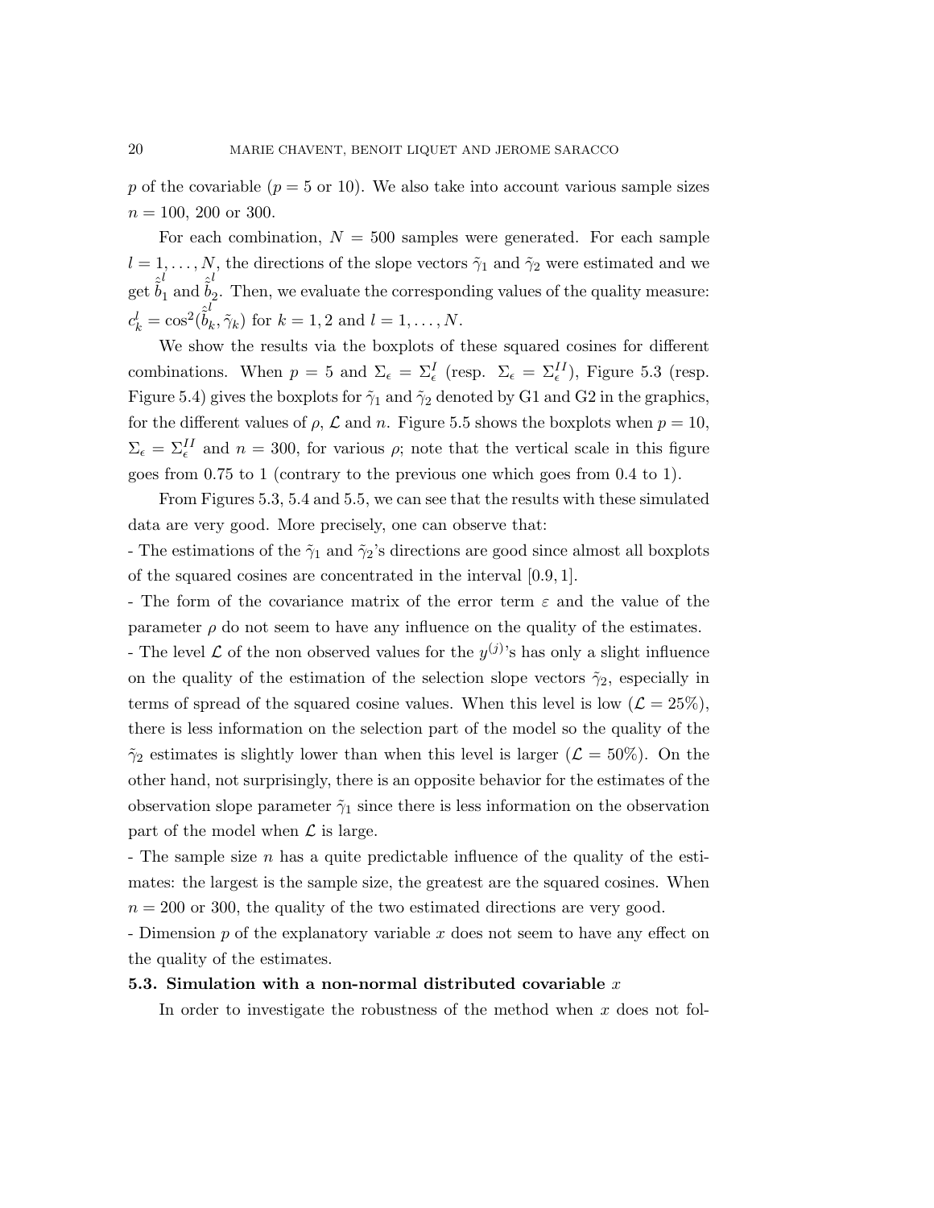$p$ of the covariable ($p = 5$ or 10). We also take into account various sample sizes $n = 100$, 200 or 300.

For each combination, $N = 500$ samples were generated. For each sample $l = 1, \ldots, N$, the directions of the slope vectors $\tilde{\gamma}_1$ and $\tilde{\gamma}_2$ were estimated and we get $\hat{\tilde{b}}_1^l$ and $\hat{\tilde{b}}_2^l$. Then, we evaluate the corresponding values of the quality measure: $c_k^l = \cos^2(\hat{\tilde{b}}_k^l, \tilde{\gamma}_k)$ for $k = 1, 2$ and $l = 1, \ldots, N$.

We show the results via the boxplots of these squared cosines for different combinations. When $p = 5$ and $\Sigma_\epsilon = \Sigma_\epsilon^I$ (resp. $\Sigma_\epsilon = \Sigma_\epsilon^{II}$), Figure 5.3 (resp. Figure 5.4) gives the boxplots for $\tilde{\gamma}_1$ and $\tilde{\gamma}_2$ denoted by G1 and G2 in the graphics, for the different values of $\rho$, $\mathcal{L}$ and $n$. Figure 5.5 shows the boxplots when $p = 10$, $\Sigma_\epsilon = \Sigma_\epsilon^{II}$ and $n = 300$, for various $\rho$; note that the vertical scale in this figure goes from 0.75 to 1 (contrary to the previous one which goes from 0.4 to 1).

From Figures 5.3, 5.4 and 5.5, we can see that the results with these simulated data are very good. More precisely, one can observe that:

- The estimations of the $\tilde{\gamma}_1$ and $\tilde{\gamma}_2$'s directions are good since almost all boxplots of the squared cosines are concentrated in the interval $[0.9, 1]$.
- The form of the covariance matrix of the error term $\varepsilon$ and the value of the parameter $\rho$ do not seem to have any influence on the quality of the estimates.
- The level $\mathcal{L}$ of the non observed values for the $y^{(j)}$'s has only a slight influence on the quality of the estimation of the selection slope vectors $\tilde{\gamma}_2$, especially in terms of spread of the squared cosine values. When this level is low ($\mathcal{L} = 25\%$), there is less information on the selection part of the model so the quality of the $\tilde{\gamma}_2$ estimates is slightly lower than when this level is larger ($\mathcal{L} = 50\%$). On the other hand, not surprisingly, there is an opposite behavior for the estimates of the observation slope parameter $\tilde{\gamma}_1$ since there is less information on the observation part of the model when $\mathcal{L}$ is large.
- The sample size $n$ has a quite predictable influence of the quality of the estimates: the largest is the sample size, the greatest are the squared cosines. When $n = 200$ or 300, the quality of the two estimated directions are very good.
- Dimension $p$ of the explanatory variable $x$ does not seem to have any effect on the quality of the estimates.

### 5.3. Simulation with a non-normal distributed covariable $x$

In order to investigate the robustness of the method when $x$ does not fol-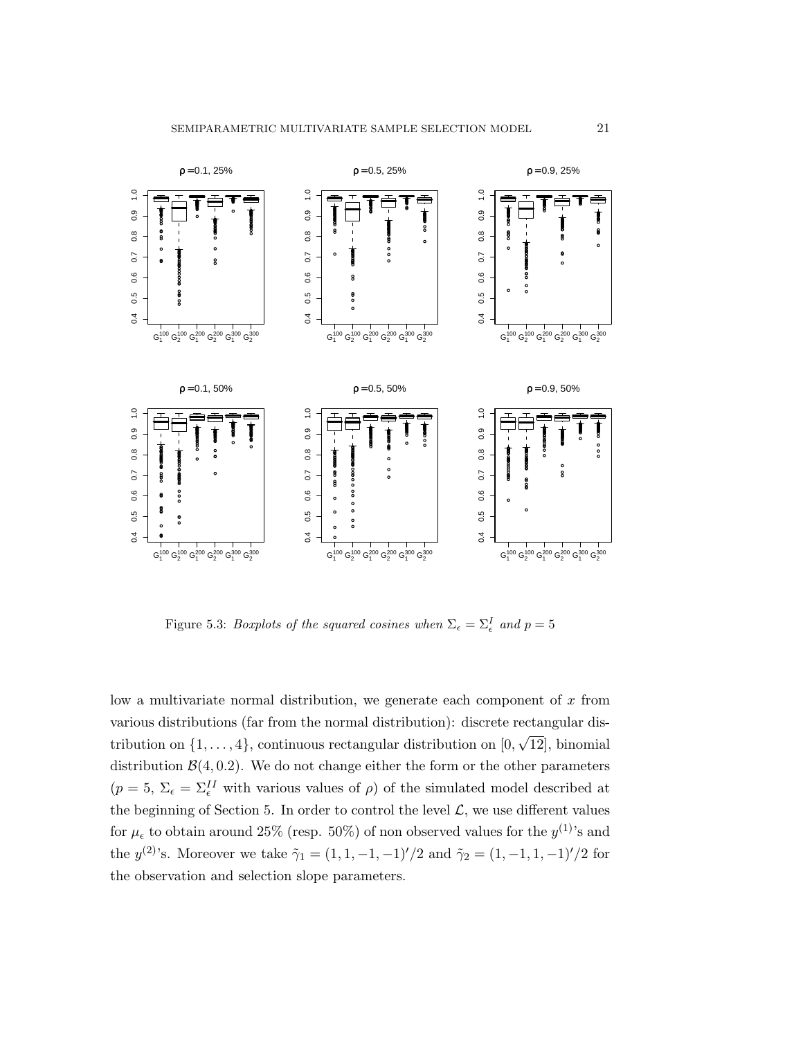Figure 5.3: *Boxplots of the squared cosines when* $\Sigma_\epsilon = \Sigma_\epsilon^I$ *and* $p = 5$

low a multivariate normal distribution, we generate each component of $x$ from various distributions (far from the normal distribution): discrete rectangular distribution on $\{1, \ldots, 4\}$, continuous rectangular distribution on $[0, \sqrt{12}]$, binomial distribution $\mathcal{B}(4, 0.2)$. We do not change either the form or the other parameters ($p = 5$, $\Sigma_\epsilon = \Sigma_\epsilon^{II}$ with various values of $\rho$) of the simulated model described at the beginning of Section 5. In order to control the level $\mathcal{L}$, we use different values for $\mu_\epsilon$ to obtain around 25% (resp. 50%) of non observed values for the $y^{(1)}$'s and the $y^{(2)}$'s. Moreover we take $\tilde{\gamma}_1 = (1, 1, -1, -1)'/2$ and $\tilde{\gamma}_2 = (1, -1, 1, -1)'/2$ for the observation and selection slope parameters.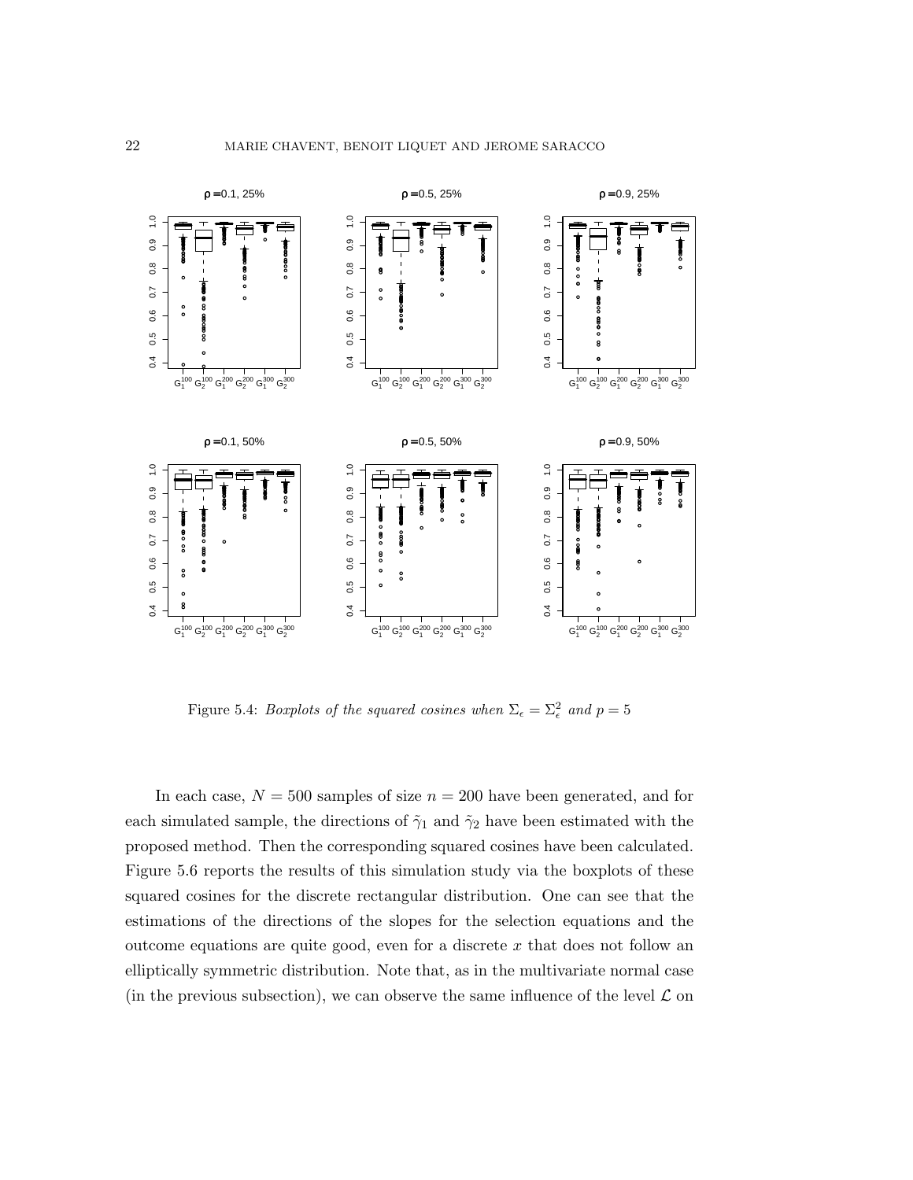Figure 5.4: *Boxplots of the squared cosines when $\Sigma_\epsilon = \Sigma_\epsilon^2$ and $p = 5$*

In each case, $N = 500$ samples of size $n = 200$ have been generated, and for each simulated sample, the directions of $\tilde{\gamma}_1$ and $\tilde{\gamma}_2$ have been estimated with the proposed method. Then the corresponding squared cosines have been calculated. Figure 5.6 reports the results of this simulation study via the boxplots of these squared cosines for the discrete rectangular distribution. One can see that the estimations of the directions of the slopes for the selection equations and the outcome equations are quite good, even for a discrete $x$ that does not follow an elliptically symmetric distribution. Note that, as in the multivariate normal case (in the previous subsection), we can observe the same influence of the level $\mathcal{L}$ on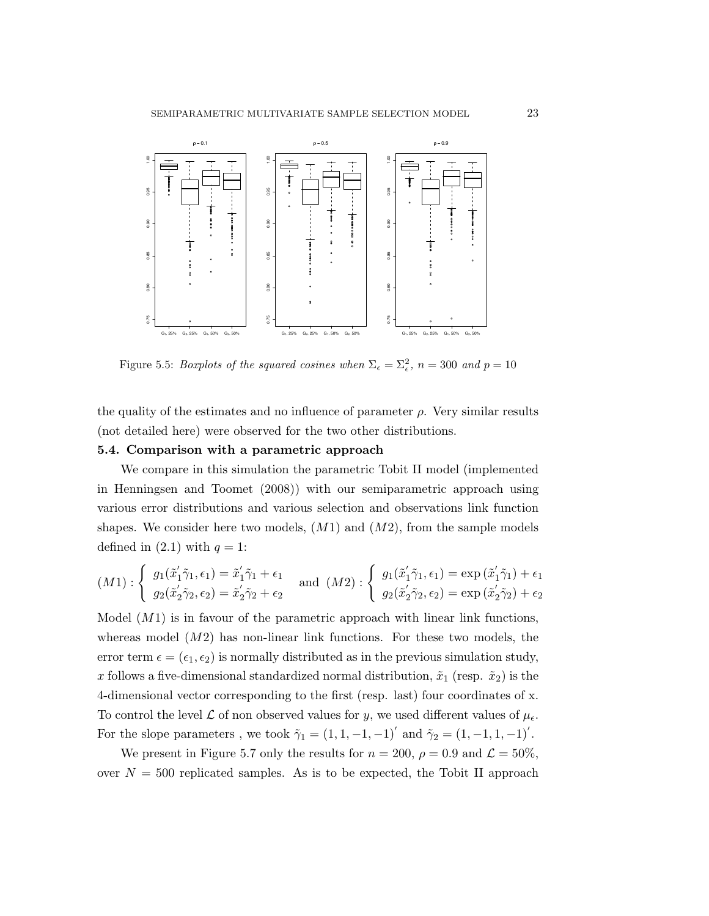Figure 5.5: *Boxplots of the squared cosines when* $\Sigma_\epsilon = \Sigma_\epsilon^2$, $n = 300$ *and* $p = 10$

the quality of the estimates and no influence of parameter $\rho$. Very similar results (not detailed here) were observed for the two other distributions.

**5.4. Comparison with a parametric approach**

We compare in this simulation the parametric Tobit II model (implemented in Henningsen and Toomet (2008)) with our semiparametric approach using various error distributions and various selection and observations link function shapes. We consider here two models, $(M1)$ and $(M2)$, from the sample models defined in (2.1) with $q = 1$:

$$(M1) : \begin{cases} g_1(\tilde{x}_1^{'}\tilde{\gamma}_1, \epsilon_1) = \tilde{x}_1^{'}\tilde{\gamma}_1 + \epsilon_1 \\ g_2(\tilde{x}_2^{'}\tilde{\gamma}_2, \epsilon_2) = \tilde{x}_2^{'}\tilde{\gamma}_2 + \epsilon_2 \end{cases} \quad \text{and} \quad (M2) : \begin{cases} g_1(\tilde{x}_1^{'}\tilde{\gamma}_1, \epsilon_1) = \exp(\tilde{x}_1^{'}\tilde{\gamma}_1) + \epsilon_1 \\ g_2(\tilde{x}_2^{'}\tilde{\gamma}_2, \epsilon_2) = \exp(\tilde{x}_2^{'}\tilde{\gamma}_2) + \epsilon_2 \end{cases}$$

Model $(M1)$ is in favour of the parametric approach with linear link functions, whereas model $(M2)$ has non-linear link functions. For these two models, the error term $\epsilon = (\epsilon_1, \epsilon_2)$ is normally distributed as in the previous simulation study, $x$ follows a five-dimensional standardized normal distribution, $\tilde{x}_1$ (resp. $\tilde{x}_2$) is the 4-dimensional vector corresponding to the first (resp. last) four coordinates of x. To control the level $\mathcal{L}$ of non observed values for $y$, we used different values of $\mu_\epsilon$. For the slope parameters , we took $\tilde{\gamma}_1 = (1, 1, -1, -1)'$ and $\tilde{\gamma}_2 = (1, -1, 1, -1)'$.

We present in Figure 5.7 only the results for $n = 200$, $\rho = 0.9$ and $\mathcal{L} = 50\%$, over $N = 500$ replicated samples. As is to be expected, the Tobit II approach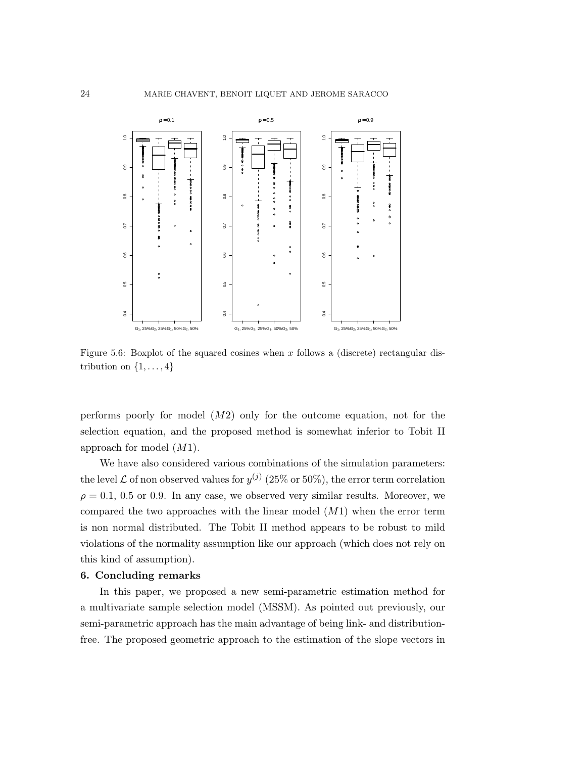Figure 5.6: Boxplot of the squared cosines when $x$ follows a (discrete) rectangular distribution on $\{1, \ldots, 4\}$

performs poorly for model $(M2)$ only for the outcome equation, not for the selection equation, and the proposed method is somewhat inferior to Tobit II approach for model $(M1)$.

We have also considered various combinations of the simulation parameters: the level $\mathcal{L}$ of non observed values for $y^{(j)}$ (25% or 50%), the error term correlation $\rho = 0.1$, 0.5 or 0.9. In any case, we observed very similar results. Moreover, we compared the two approaches with the linear model $(M1)$ when the error term is non normal distributed. The Tobit II method appears to be robust to mild violations of the normality assumption like our approach (which does not rely on this kind of assumption).

## 6. Concluding remarks

In this paper, we proposed a new semi-parametric estimation method for a multivariate sample selection model (MSSM). As pointed out previously, our semi-parametric approach has the main advantage of being link- and distribution-free. The proposed geometric approach to the estimation of the slope vectors in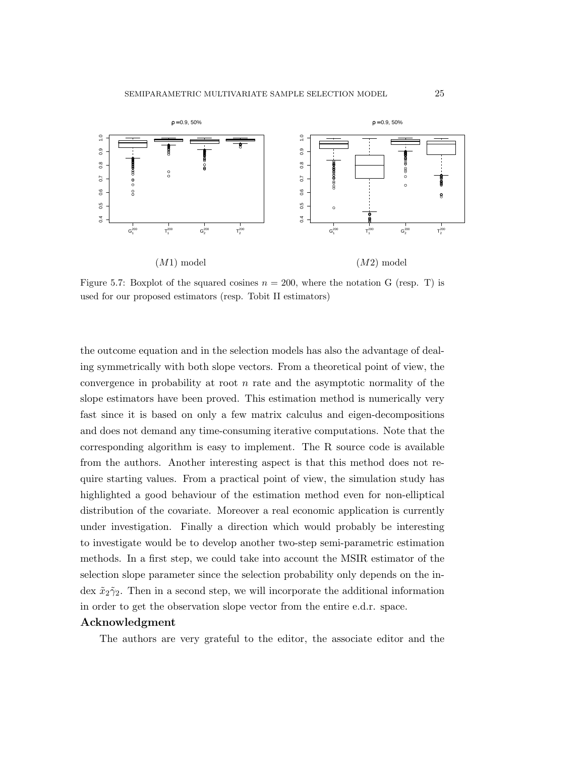(M1) model (M2) model

Figure 5.7: Boxplot of the squared cosines $n = 200$, where the notation G (resp. T) is used for our proposed estimators (resp. Tobit II estimators)

the outcome equation and in the selection models has also the advantage of dealing symmetrically with both slope vectors. From a theoretical point of view, the convergence in probability at root $n$ rate and the asymptotic normality of the slope estimators have been proved. This estimation method is numerically very fast since it is based on only a few matrix calculus and eigen-decompositions and does not demand any time-consuming iterative computations. Note that the corresponding algorithm is easy to implement. The R source code is available from the authors. Another interesting aspect is that this method does not require starting values. From a practical point of view, the simulation study has highlighted a good behaviour of the estimation method even for non-elliptical distribution of the covariate. Moreover a real economic application is currently under investigation. Finally a direction which would probably be interesting to investigate would be to develop another two-step semi-parametric estimation methods. In a first step, we could take into account the MSIR estimator of the selection slope parameter since the selection probability only depends on the index $\tilde{x}_2\tilde{\gamma}_2$. Then in a second step, we will incorporate the additional information in order to get the observation slope vector from the entire e.d.r. space.

**Acknowledgment**

The authors are very grateful to the editor, the associate editor and the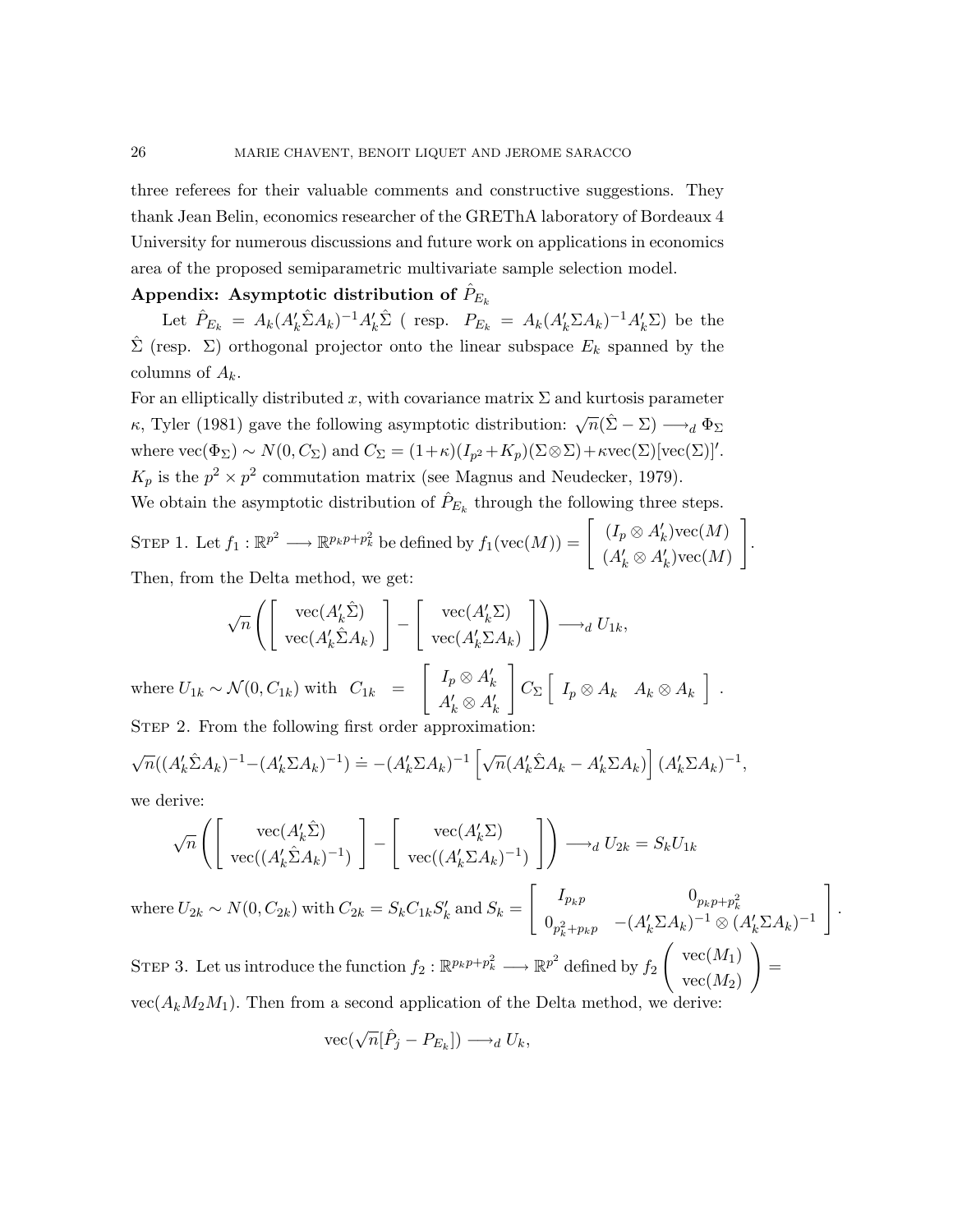three referees for their valuable comments and constructive suggestions. They thank Jean Belin, economics researcher of the GREThA laboratory of Bordeaux 4 University for numerous discussions and future work on applications in economics area of the proposed semiparametric multivariate sample selection model.

**Appendix: Asymptotic distribution of $\hat{P}_{E_k}$**

Let $\hat{P}_{E_k} = A_k(A_k'\hat{\Sigma}A_k)^{-1}A_k'\hat{\Sigma}$ ( resp. $P_{E_k} = A_k(A_k'\Sigma A_k)^{-1}A_k'\Sigma$) be the $\hat{\Sigma}$ (resp. $\Sigma$) orthogonal projector onto the linear subspace $E_k$ spanned by the columns of $A_k$.

For an elliptically distributed $x$, with covariance matrix $\Sigma$ and kurtosis parameter $\kappa$, Tyler (1981) gave the following asymptotic distribution: $\sqrt{n}(\hat{\Sigma} - \Sigma) \longrightarrow_d \Phi_\Sigma$ where $\text{vec}(\Phi_\Sigma) \sim N(0, C_\Sigma)$ and $C_\Sigma = (1+\kappa)(I_{p^2}+K_p)(\Sigma\otimes\Sigma)+\kappa\text{vec}(\Sigma)[\text{vec}(\Sigma)]'$. $K_p$ is the $p^2 \times p^2$ commutation matrix (see Magnus and Neudecker, 1979).

We obtain the asymptotic distribution of $\hat{P}_{E_k}$ through the following three steps.

Step 1. Let $f_1 : \mathbb{R}^{p^2} \longrightarrow \mathbb{R}^{p_k p + p_k^2}$ be defined by $f_1(\text{vec}(M)) = \begin{bmatrix} (I_p \otimes A_k')\text{vec}(M) \\ (A_k' \otimes A_k')\text{vec}(M) \end{bmatrix}$.

Then, from the Delta method, we get:

$$\sqrt{n}\left( \begin{bmatrix} \text{vec}(A_k'\hat{\Sigma}) \\ \text{vec}(A_k'\hat{\Sigma}A_k) \end{bmatrix} - \begin{bmatrix} \text{vec}(A_k'\Sigma) \\ \text{vec}(A_k'\Sigma A_k) \end{bmatrix} \right) \longrightarrow_d U_{1k},$$

where $U_{1k} \sim \mathcal{N}(0, C_{1k})$ with $C_{1k} = \begin{bmatrix} I_p \otimes A_k' \\ A_k' \otimes A_k' \end{bmatrix} C_\Sigma \begin{bmatrix} I_p \otimes A_k & A_k \otimes A_k \end{bmatrix}$.

Step 2. From the following first order approximation:

$$\sqrt{n}((A_k'\hat{\Sigma}A_k)^{-1} - (A_k'\Sigma A_k)^{-1}) \doteq -(A_k'\Sigma A_k)^{-1}\left[\sqrt{n}(A_k'\hat{\Sigma}A_k - A_k'\Sigma A_k)\right](A_k'\Sigma A_k)^{-1},$$

we derive:

$$\sqrt{n}\left( \begin{bmatrix} \text{vec}(A_k'\hat{\Sigma}) \\ \text{vec}((A_k'\hat{\Sigma}A_k)^{-1}) \end{bmatrix} - \begin{bmatrix} \text{vec}(A_k'\Sigma) \\ \text{vec}((A_k'\Sigma A_k)^{-1}) \end{bmatrix} \right) \longrightarrow_d U_{2k} = S_k U_{1k}$$

where $U_{2k} \sim N(0, C_{2k})$ with $C_{2k} = S_k C_{1k} S_k'$ and $S_k = \begin{bmatrix} I_{p_k p} & 0_{p_k p + p_k^2} \\ 0_{p_k^2 + p_k p} & -(A_k'\Sigma A_k)^{-1} \otimes (A_k'\Sigma A_k)^{-1} \end{bmatrix}$.

Step 3. Let us introduce the function $f_2 : \mathbb{R}^{p_k p + p_k^2} \longrightarrow \mathbb{R}^{p^2}$ defined by $f_2\begin{pmatrix} \text{vec}(M_1) \\ \text{vec}(M_2) \end{pmatrix} = \text{vec}(A_k M_2 M_1)$. Then from a second application of the Delta method, we derive:

$$\text{vec}(\sqrt{n}[\hat{P}_j - P_{E_k}]) \longrightarrow_d U_k,$$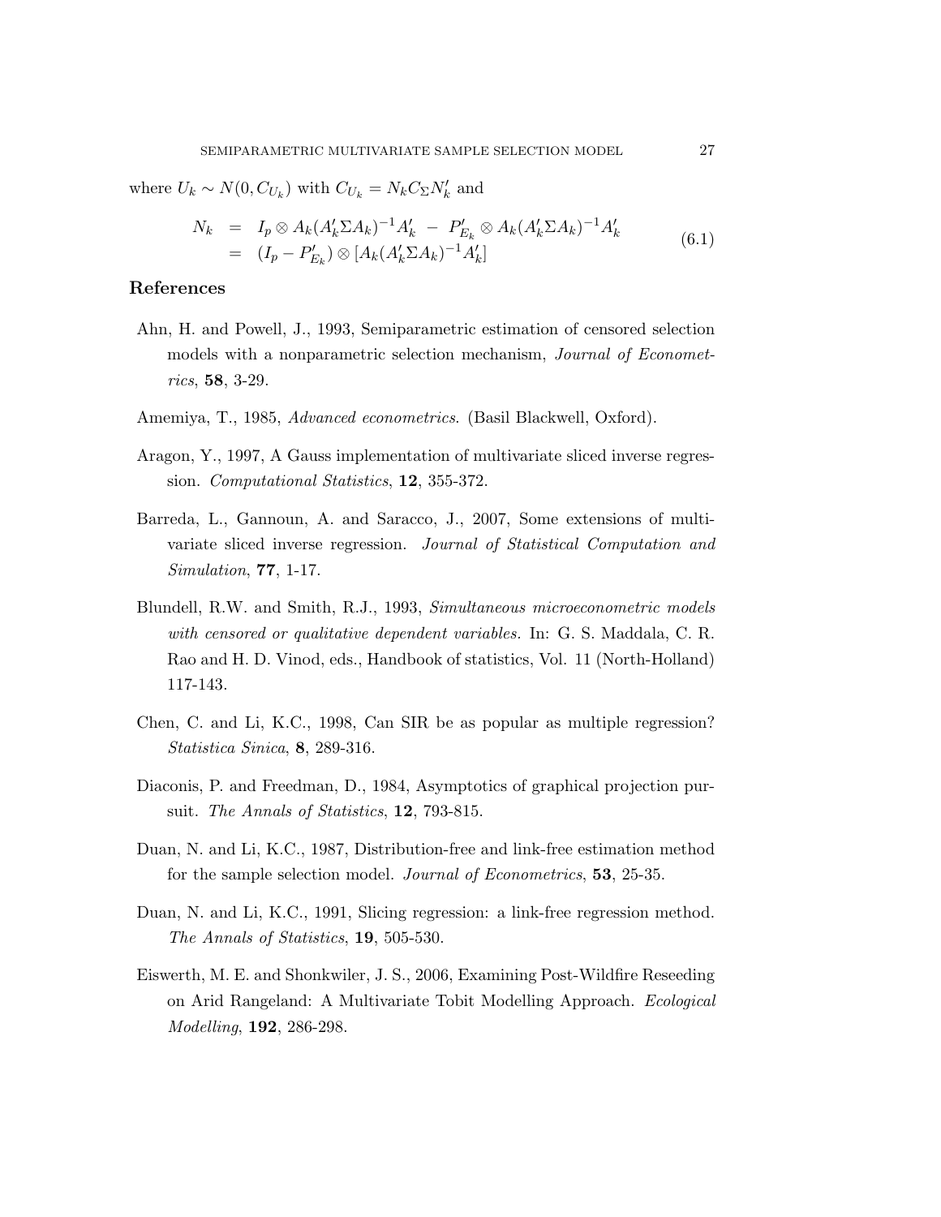where $U_k \sim N(0, C_{U_k})$ with $C_{U_k} = N_k C_\Sigma N_k'$ and

$$
\begin{aligned}
N_k &= I_p \otimes A_k(A_k'\Sigma A_k)^{-1}A_k' \; - \; P_{E_k}' \otimes A_k(A_k'\Sigma A_k)^{-1}A_k' \\
&= (I_p - P_{E_k}') \otimes [A_k(A_k'\Sigma A_k)^{-1}A_k']
\end{aligned}
\tag{6.1}
$$

## References

Ahn, H. and Powell, J., 1993, Semiparametric estimation of censored selection models with a nonparametric selection mechanism, *Journal of Econometrics*, **58**, 3-29.

Amemiya, T., 1985, *Advanced econometrics*. (Basil Blackwell, Oxford).

Aragon, Y., 1997, A Gauss implementation of multivariate sliced inverse regression. *Computational Statistics*, **12**, 355-372.

Barreda, L., Gannoun, A. and Saracco, J., 2007, Some extensions of multivariate sliced inverse regression. *Journal of Statistical Computation and Simulation*, **77**, 1-17.

Blundell, R.W. and Smith, R.J., 1993, *Simultaneous microeconometric models with censored or qualitative dependent variables.* In: G. S. Maddala, C. R. Rao and H. D. Vinod, eds., Handbook of statistics, Vol. 11 (North-Holland) 117-143.

Chen, C. and Li, K.C., 1998, Can SIR be as popular as multiple regression? *Statistica Sinica*, **8**, 289-316.

Diaconis, P. and Freedman, D., 1984, Asymptotics of graphical projection pursuit. *The Annals of Statistics*, **12**, 793-815.

Duan, N. and Li, K.C., 1987, Distribution-free and link-free estimation method for the sample selection model. *Journal of Econometrics*, **53**, 25-35.

Duan, N. and Li, K.C., 1991, Slicing regression: a link-free regression method. *The Annals of Statistics*, **19**, 505-530.

Eiswerth, M. E. and Shonkwiler, J. S., 2006, Examining Post-Wildfire Reseeding on Arid Rangeland: A Multivariate Tobit Modelling Approach. *Ecological Modelling*, **192**, 286-298.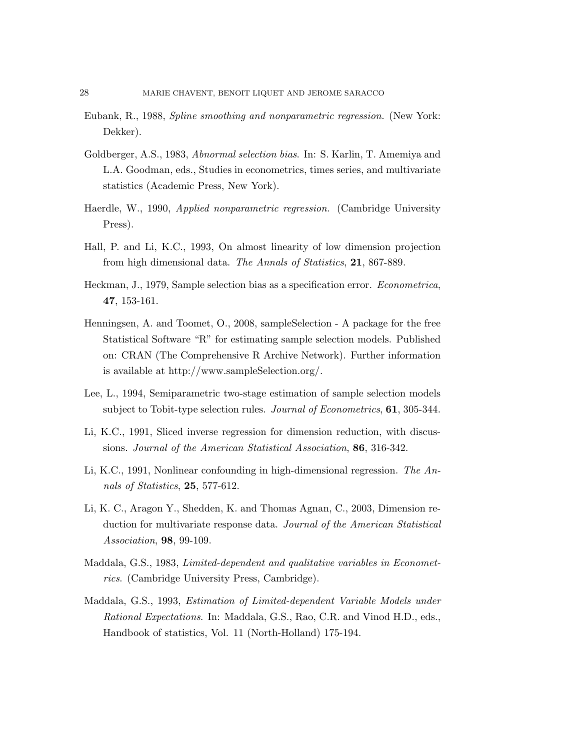Eubank, R., 1988, *Spline smoothing and nonparametric regression.* (New York: Dekker).

Goldberger, A.S., 1983, *Abnormal selection bias.* In: S. Karlin, T. Amemiya and L.A. Goodman, eds., Studies in econometrics, times series, and multivariate statistics (Academic Press, New York).

Haerdle, W., 1990, *Applied nonparametric regression.* (Cambridge University Press).

Hall, P. and Li, K.C., 1993, On almost linearity of low dimension projection from high dimensional data. *The Annals of Statistics*, **21**, 867-889.

Heckman, J., 1979, Sample selection bias as a specification error. *Econometrica*, **47**, 153-161.

Henningsen, A. and Toomet, O., 2008, sampleSelection - A package for the free Statistical Software "R" for estimating sample selection models. Published on: CRAN (The Comprehensive R Archive Network). Further information is available at http://www.sampleSelection.org/.

Lee, L., 1994, Semiparametric two-stage estimation of sample selection models subject to Tobit-type selection rules. *Journal of Econometrics*, **61**, 305-344.

Li, K.C., 1991, Sliced inverse regression for dimension reduction, with discussions. *Journal of the American Statistical Association*, **86**, 316-342.

Li, K.C., 1991, Nonlinear confounding in high-dimensional regression. *The Annals of Statistics*, **25**, 577-612.

Li, K. C., Aragon Y., Shedden, K. and Thomas Agnan, C., 2003, Dimension reduction for multivariate response data. *Journal of the American Statistical Association*, **98**, 99-109.

Maddala, G.S., 1983, *Limited-dependent and qualitative variables in Econometrics.* (Cambridge University Press, Cambridge).

Maddala, G.S., 1993, *Estimation of Limited-dependent Variable Models under Rational Expectations.* In: Maddala, G.S., Rao, C.R. and Vinod H.D., eds., Handbook of statistics, Vol. 11 (North-Holland) 175-194.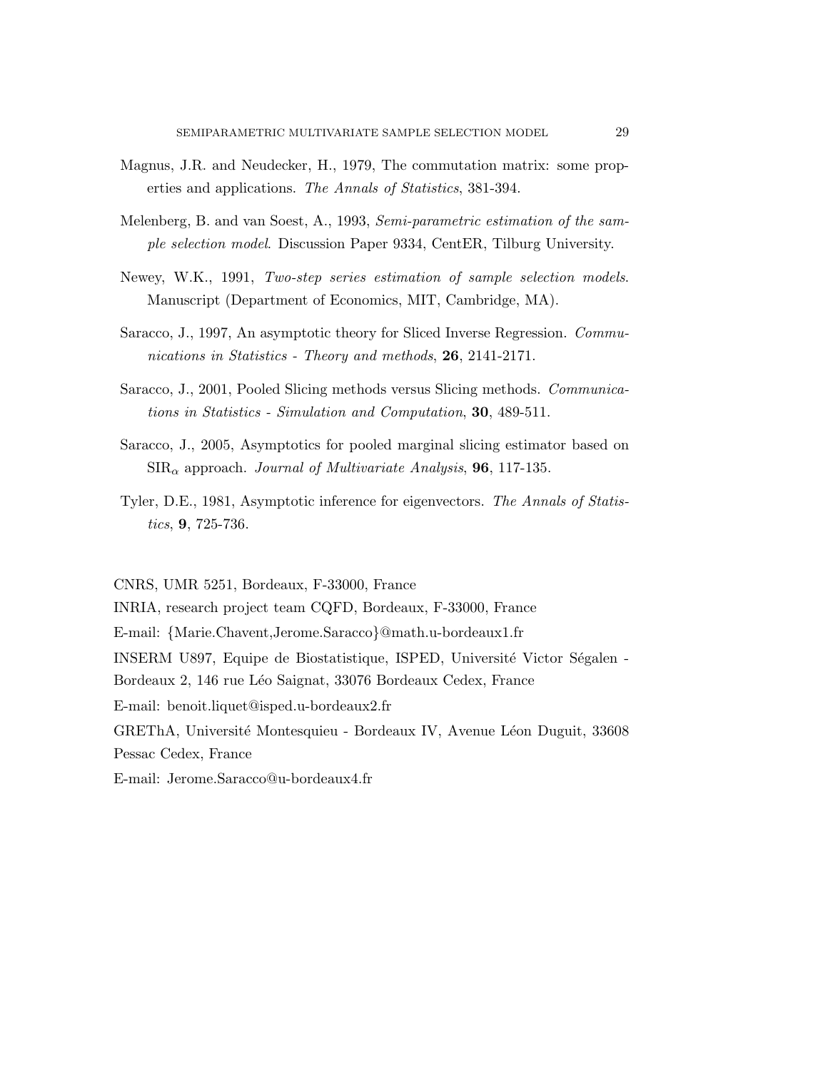Magnus, J.R. and Neudecker, H., 1979, The commutation matrix: some properties and applications. *The Annals of Statistics*, 381-394.

Melenberg, B. and van Soest, A., 1993, *Semi-parametric estimation of the sample selection model*. Discussion Paper 9334, CentER, Tilburg University.

Newey, W.K., 1991, *Two-step series estimation of sample selection models*. Manuscript (Department of Economics, MIT, Cambridge, MA).

Saracco, J., 1997, An asymptotic theory for Sliced Inverse Regression. *Communications in Statistics - Theory and methods*, **26**, 2141-2171.

Saracco, J., 2001, Pooled Slicing methods versus Slicing methods. *Communications in Statistics - Simulation and Computation*, **30**, 489-511.

Saracco, J., 2005, Asymptotics for pooled marginal slicing estimator based on $\text{SIR}_\alpha$ approach. *Journal of Multivariate Analysis*, **96**, 117-135.

Tyler, D.E., 1981, Asymptotic inference for eigenvectors. *The Annals of Statistics*, **9**, 725-736.

CNRS, UMR 5251, Bordeaux, F-33000, France

INRIA, research project team CQFD, Bordeaux, F-33000, France

E-mail: {Marie.Chavent,Jerome.Saracco}@math.u-bordeaux1.fr

INSERM U897, Equipe de Biostatistique, ISPED, Université Victor Ségalen - Bordeaux 2, 146 rue Léo Saignat, 33076 Bordeaux Cedex, France

E-mail: benoit.liquet@isped.u-bordeaux2.fr

GREThA, Université Montesquieu - Bordeaux IV, Avenue Léon Duguit, 33608 Pessac Cedex, France

E-mail: Jerome.Saracco@u-bordeaux4.fr